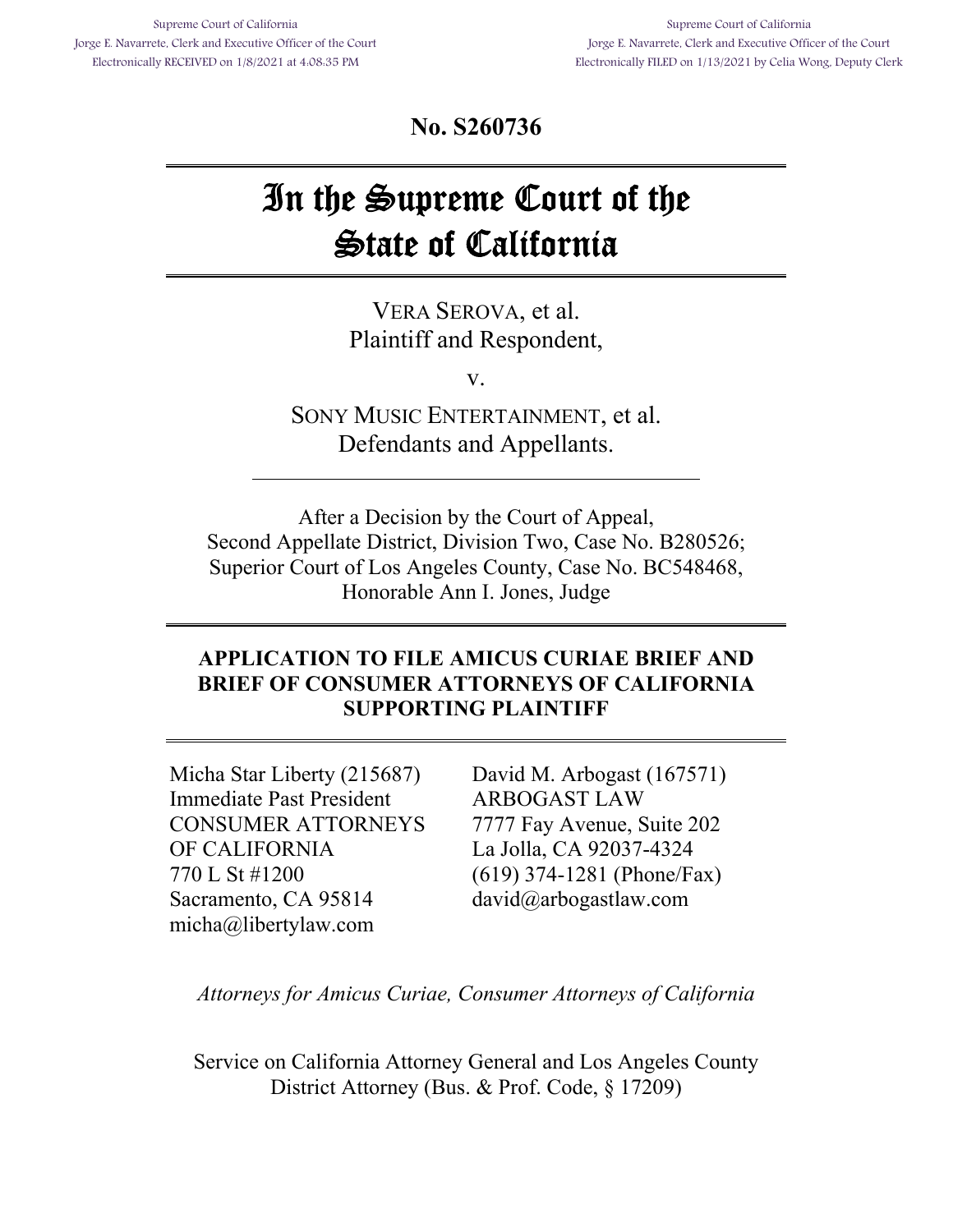Supreme Court of California
Jorge E. Navarrete, Clerk and Executive Officer of the Court
Electronically RECEIVED on 1/8/2021 at 4:08:35 PM

Supreme Court of California
Jorge E. Navarrete, Clerk and Executive Officer of the Court
Electronically FILED on 1/13/2021 by Celia Wong, Deputy Clerk

**No. S260736**

# In the Supreme Court of the State of California

VERA SEROVA, et al.
Plaintiff and Respondent,

v.

SONY MUSIC ENTERTAINMENT, et al.
Defendants and Appellants.

After a Decision by the Court of Appeal,
Second Appellate District, Division Two, Case No. B280526;
Superior Court of Los Angeles County, Case No. BC548468,
Honorable Ann I. Jones, Judge

## APPLICATION TO FILE AMICUS CURIAE BRIEF AND BRIEF OF CONSUMER ATTORNEYS OF CALIFORNIA SUPPORTING PLAINTIFF

Micha Star Liberty (215687)
Immediate Past President
CONSUMER ATTORNEYS OF CALIFORNIA
770 L St #1200
Sacramento, CA 95814
micha@libertylaw.com

David M. Arbogast (167571)
ARBOGAST LAW
7777 Fay Avenue, Suite 202
La Jolla, CA 92037-4324
(619) 374-1281 (Phone/Fax)
david@arbogastlaw.com

*Attorneys for Amicus Curiae, Consumer Attorneys of California*

Service on California Attorney General and Los Angeles County District Attorney (Bus. & Prof. Code, § 17209)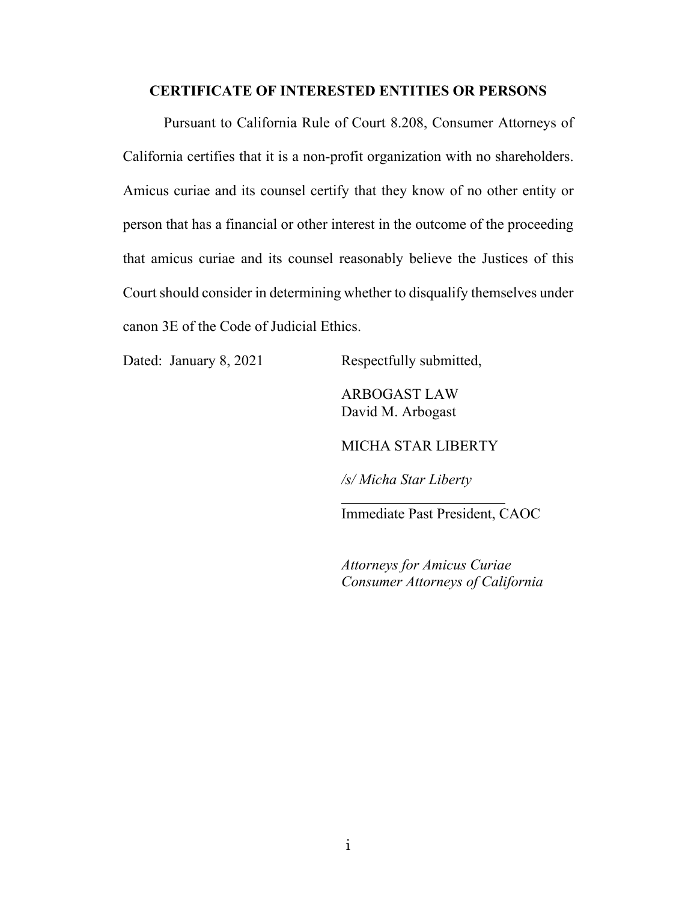## CERTIFICATE OF INTERESTED ENTITIES OR PERSONS

Pursuant to California Rule of Court 8.208, Consumer Attorneys of California certifies that it is a non-profit organization with no shareholders. Amicus curiae and its counsel certify that they know of no other entity or person that has a financial or other interest in the outcome of the proceeding that amicus curiae and its counsel reasonably believe the Justices of this Court should consider in determining whether to disqualify themselves under canon 3E of the Code of Judicial Ethics.

Dated: January 8, 2021

Respectfully submitted,

ARBOGAST LAW
David M. Arbogast

MICHA STAR LIBERTY

*/s/ Micha Star Liberty*

Immediate Past President, CAOC

*Attorneys for Amicus Curiae*
*Consumer Attorneys of California*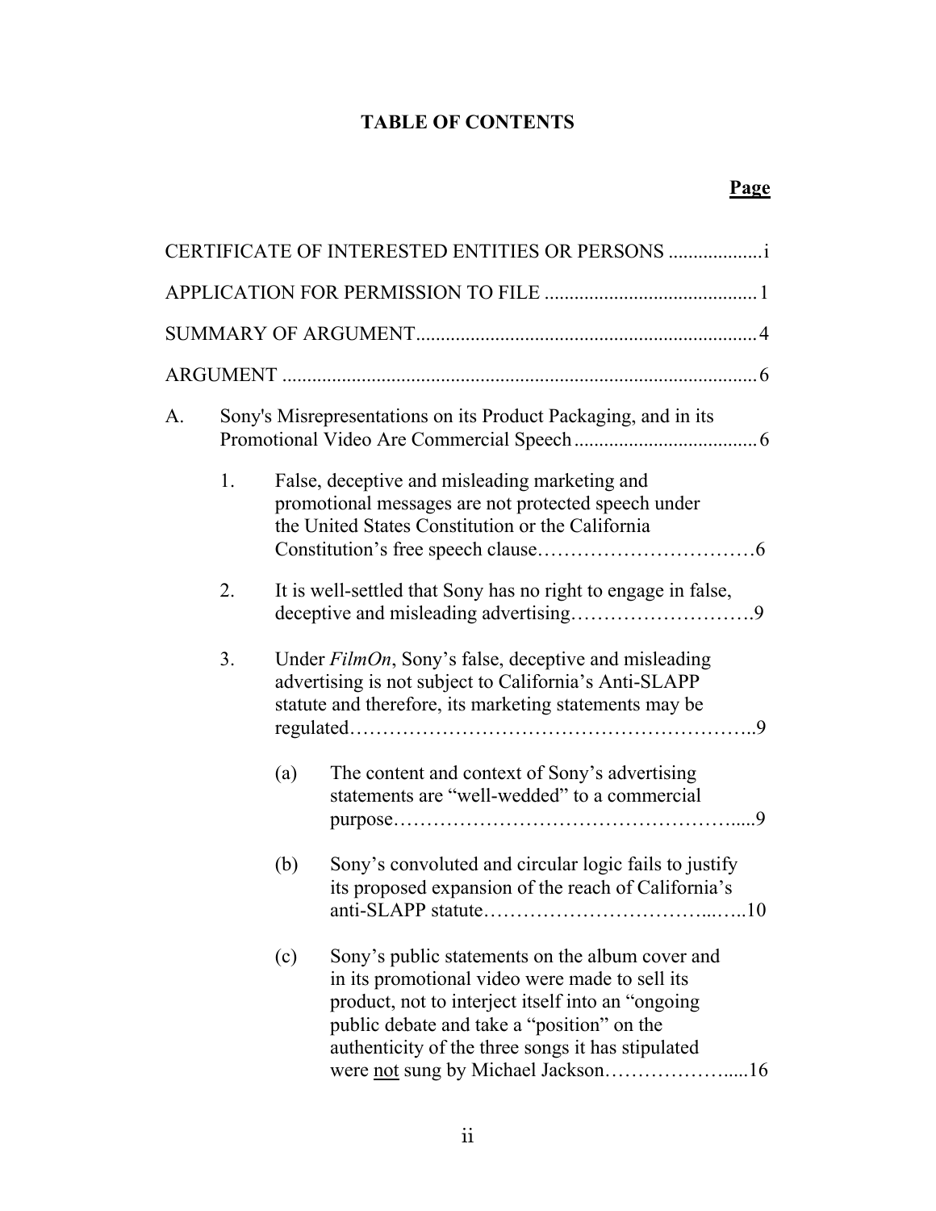# TABLE OF CONTENTS

**Page**

CERTIFICATE OF INTERESTED ENTITIES OR PERSONS .................. i

APPLICATION FOR PERMISSION TO FILE .......................................... 1

SUMMARY OF ARGUMENT..................................................................... 4

ARGUMENT ............................................................................................... 6

A. Sony's Misrepresentations on its Product Packaging, and in its Promotional Video Are Commercial Speech ..................................... 6

  1. False, deceptive and misleading marketing and promotional messages are not protected speech under the United States Constitution or the California Constitution's free speech clause……………………………6

  2. It is well-settled that Sony has no right to engage in false, deceptive and misleading advertising……………………….9

  3. Under *FilmOn*, Sony's false, deceptive and misleading advertising is not subject to California's Anti-SLAPP statute and therefore, its marketing statements may be regulated………………………………………………………..9

    (a) The content and context of Sony's advertising statements are "well-wedded" to a commercial purpose…………………………………………….....9

    (b) Sony's convoluted and circular logic fails to justify its proposed expansion of the reach of California's anti-SLAPP statute…………………………...…..10

    (c) Sony's public statements on the album cover and in its promotional video were made to sell its product, not to interject itself into an "ongoing public debate and take a "position" on the authenticity of the three songs it has stipulated were <u>not</u> sung by Michael Jackson………………....16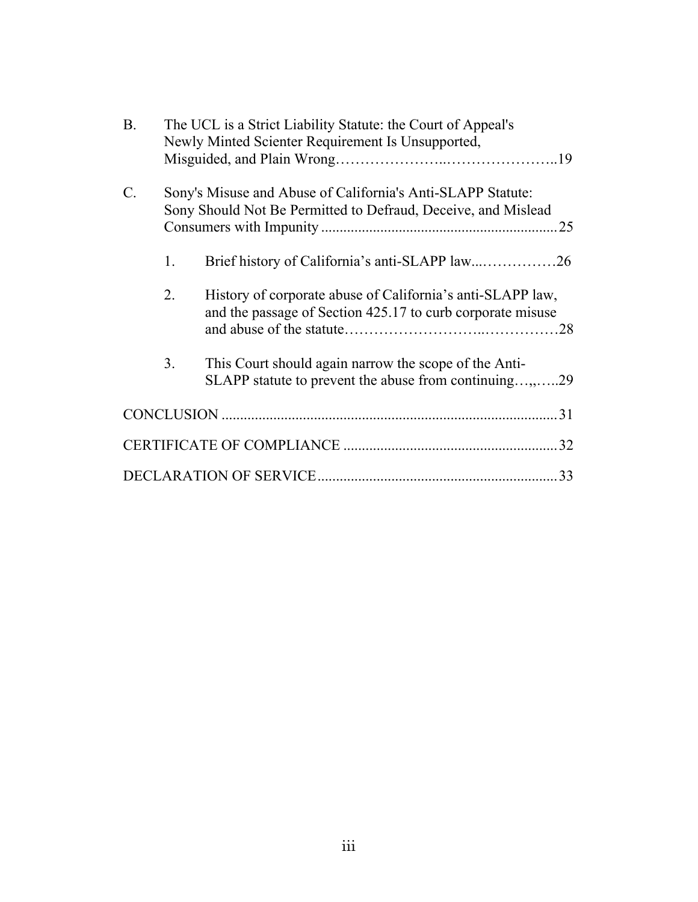B. The UCL is a Strict Liability Statute: the Court of Appeal's Newly Minted Scienter Requirement Is Unsupported, Misguided, and Plain Wrong…………………..…………………..19

C. Sony's Misuse and Abuse of California's Anti-SLAPP Statute: Sony Should Not Be Permitted to Defraud, Deceive, and Mislead Consumers with Impunity ............................................................... 25

   1. Brief history of California's anti-SLAPP law...……………26

   2. History of corporate abuse of California's anti-SLAPP law, and the passage of Section 425.17 to curb corporate misuse and abuse of the statute……………………..……………28

   3. This Court should again narrow the scope of the Anti-SLAPP statute to prevent the abuse from continuing…,,…..29

CONCLUSION ......................................................................................... 31

CERTIFICATE OF COMPLIANCE ......................................................... 32

DECLARATION OF SERVICE ................................................................ 33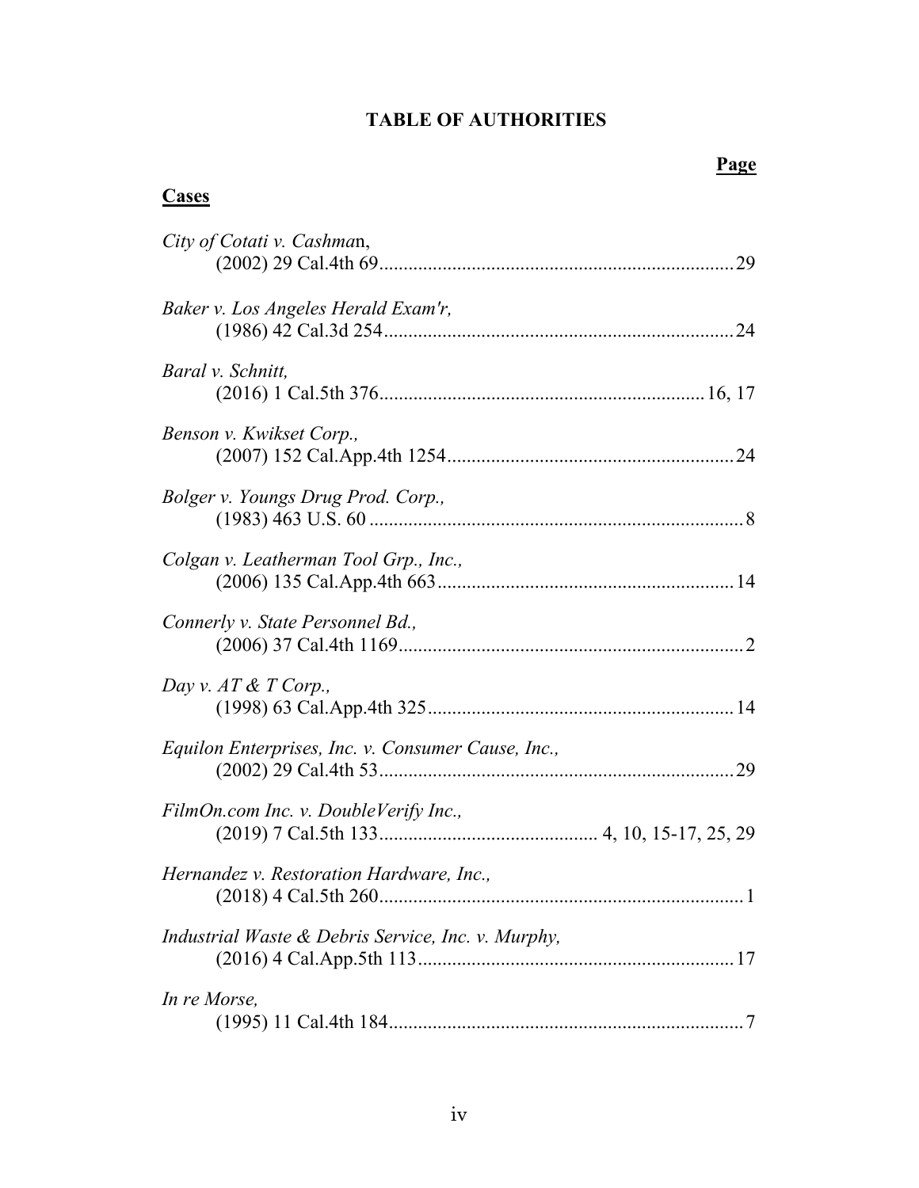# TABLE OF AUTHORITIES

**Page**

**Cases**

*City of Cotati v. Cashman*,
(2002) 29 Cal.4th 69........................................................................29

*Baker v. Los Angeles Herald Exam'r,*
(1986) 42 Cal.3d 254.......................................................................24

*Baral v. Schnitt,*
(2016) 1 Cal.5th 376...................................................................16, 17

*Benson v. Kwikset Corp.,*
(2007) 152 Cal.App.4th 1254..........................................................24

*Bolger v. Youngs Drug Prod. Corp.,*
(1983) 463 U.S. 60 ............................................................................8

*Colgan v. Leatherman Tool Grp., Inc.,*
(2006) 135 Cal.App.4th 663............................................................14

*Connerly v. State Personnel Bd.,*
(2006) 37 Cal.4th 1169......................................................................2

*Day v. AT & T Corp.,*
(1998) 63 Cal.App.4th 325..............................................................14

*Equilon Enterprises, Inc. v. Consumer Cause, Inc.,*
(2002) 29 Cal.4th 53........................................................................29

*FilmOn.com Inc. v. DoubleVerify Inc.,*
(2019) 7 Cal.5th 133............................................ 4, 10, 15-17, 25, 29

*Hernandez v. Restoration Hardware, Inc.,*
(2018) 4 Cal.5th 260..........................................................................1

*Industrial Waste & Debris Service, Inc. v. Murphy,*
(2016) 4 Cal.App.5th 113.................................................................17

*In re Morse,*
(1995) 11 Cal.4th 184........................................................................7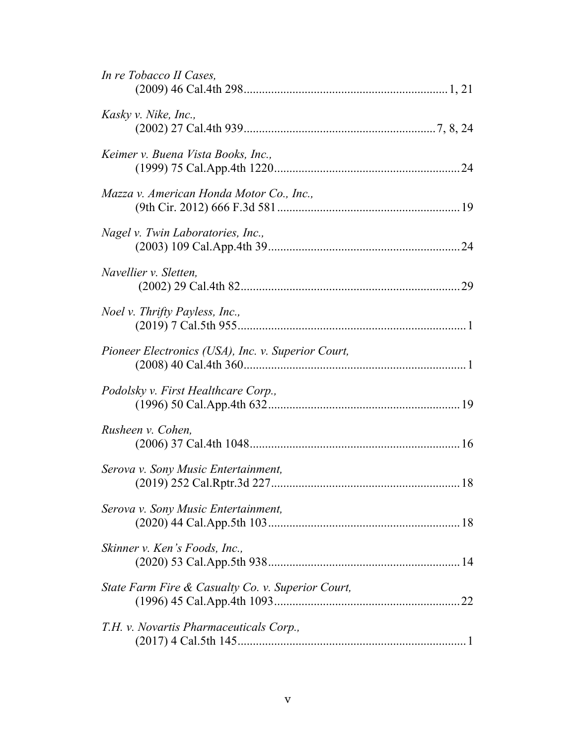*In re Tobacco II Cases,*
(2009) 46 Cal.4th 298 .................................................................. 1, 21

*Kasky v. Nike, Inc.,*
(2002) 27 Cal.4th 939 .............................................................. 7, 8, 24

*Keimer v. Buena Vista Books, Inc.,*
(1999) 75 Cal.App.4th 1220 ............................................................ 24

*Mazza v. American Honda Motor Co., Inc.,*
(9th Cir. 2012) 666 F.3d 581 ........................................................... 19

*Nagel v. Twin Laboratories, Inc.,*
(2003) 109 Cal.App.4th 39 .............................................................. 24

*Navellier v. Sletten,*
(2002) 29 Cal.4th 82 ........................................................................ 29

*Noel v. Thrifty Payless, Inc.,*
(2019) 7 Cal.5th 955 .......................................................................... 1

*Pioneer Electronics (USA), Inc. v. Superior Court,*
(2008) 40 Cal.4th 360 ........................................................................ 1

*Podolsky v. First Healthcare Corp.,*
(1996) 50 Cal.App.4th 632 .............................................................. 19

*Rusheen v. Cohen,*
(2006) 37 Cal.4th 1048 .................................................................... 16

*Serova v. Sony Music Entertainment,*
(2019) 252 Cal.Rptr.3d 227 ............................................................. 18

*Serova v. Sony Music Entertainment,*
(2020) 44 Cal.App.5th 103 .............................................................. 18

*Skinner v. Ken's Foods, Inc.,*
(2020) 53 Cal.App.5th 938 .............................................................. 14

*State Farm Fire & Casualty Co. v. Superior Court,*
(1996) 45 Cal.App.4th 1093 ............................................................ 22

*T.H. v. Novartis Pharmaceuticals Corp.,*
(2017) 4 Cal.5th 145 .......................................................................... 1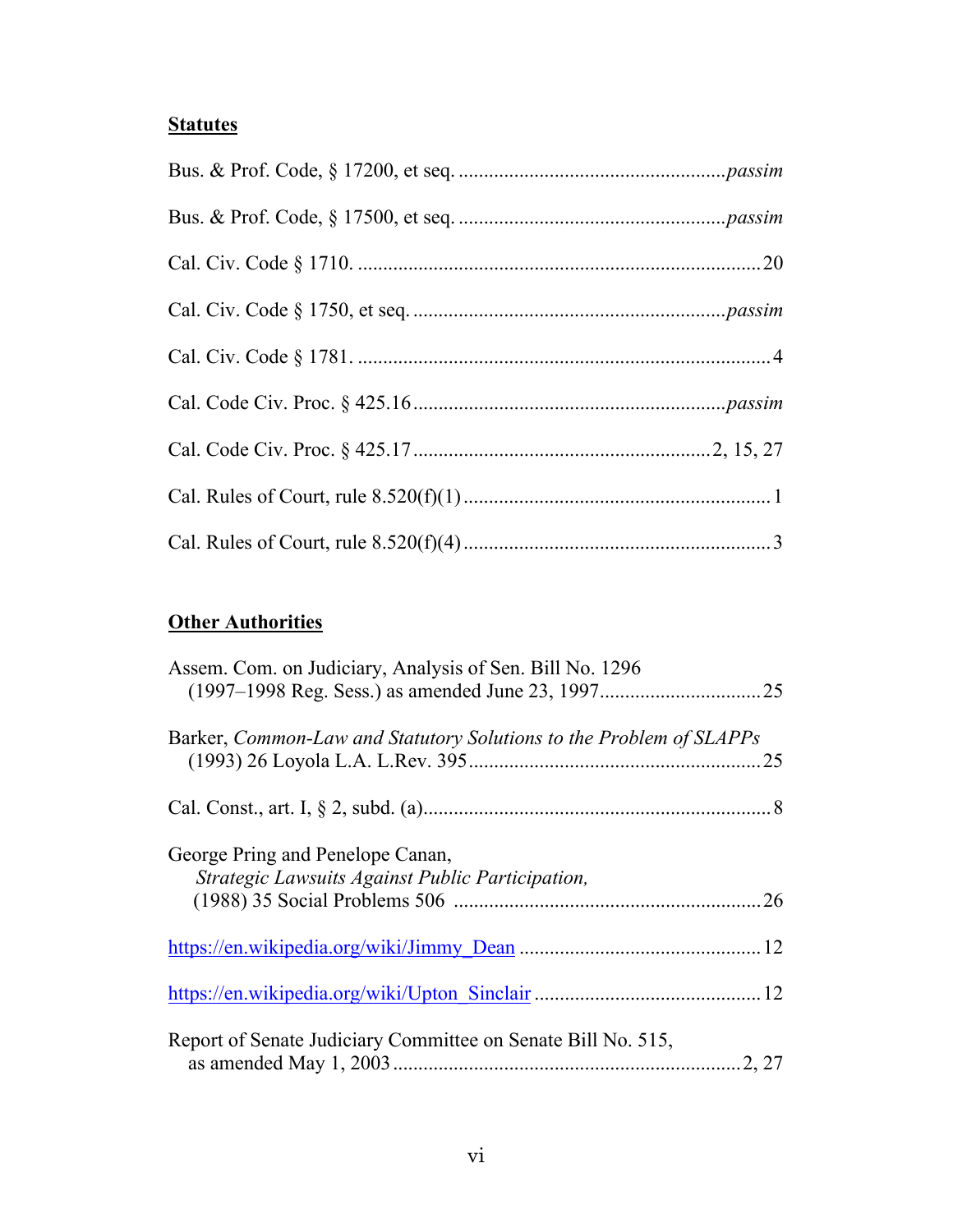**Statutes**

Bus. & Prof. Code, § 17200, et seq. .................................................... *passim*

Bus. & Prof. Code, § 17500, et seq. .................................................... *passim*

Cal. Civ. Code § 1710. ............................................................................ 20

Cal. Civ. Code § 1750, et seq. .............................................................. *passim*

Cal. Civ. Code § 1781. .............................................................................. 4

Cal. Code Civ. Proc. § 425.16 ............................................................. *passim*

Cal. Code Civ. Proc. § 425.17 ......................................................... 2, 15, 27

Cal. Rules of Court, rule 8.520(f)(1) ........................................................... 1

Cal. Rules of Court, rule 8.520(f)(4) ........................................................... 3

**Other Authorities**

Assem. Com. on Judiciary, Analysis of Sen. Bill No. 1296
(1997–1998 Reg. Sess.) as amended June 23, 1997 ................................ 25

Barker, *Common-Law and Statutory Solutions to the Problem of SLAPPs*
(1993) 26 Loyola L.A. L.Rev. 395 ......................................................... 25

Cal. Const., art. I, § 2, subd. (a) ................................................................... 8

George Pring and Penelope Canan,
*Strategic Lawsuits Against Public Participation,*
(1988) 35 Social Problems 506 ............................................................ 26

https://en.wikipedia.org/wiki/Jimmy_Dean ............................................... 12

https://en.wikipedia.org/wiki/Upton_Sinclair ............................................ 12

Report of Senate Judiciary Committee on Senate Bill No. 515,
as amended May 1, 2003 ..................................................................... 2, 27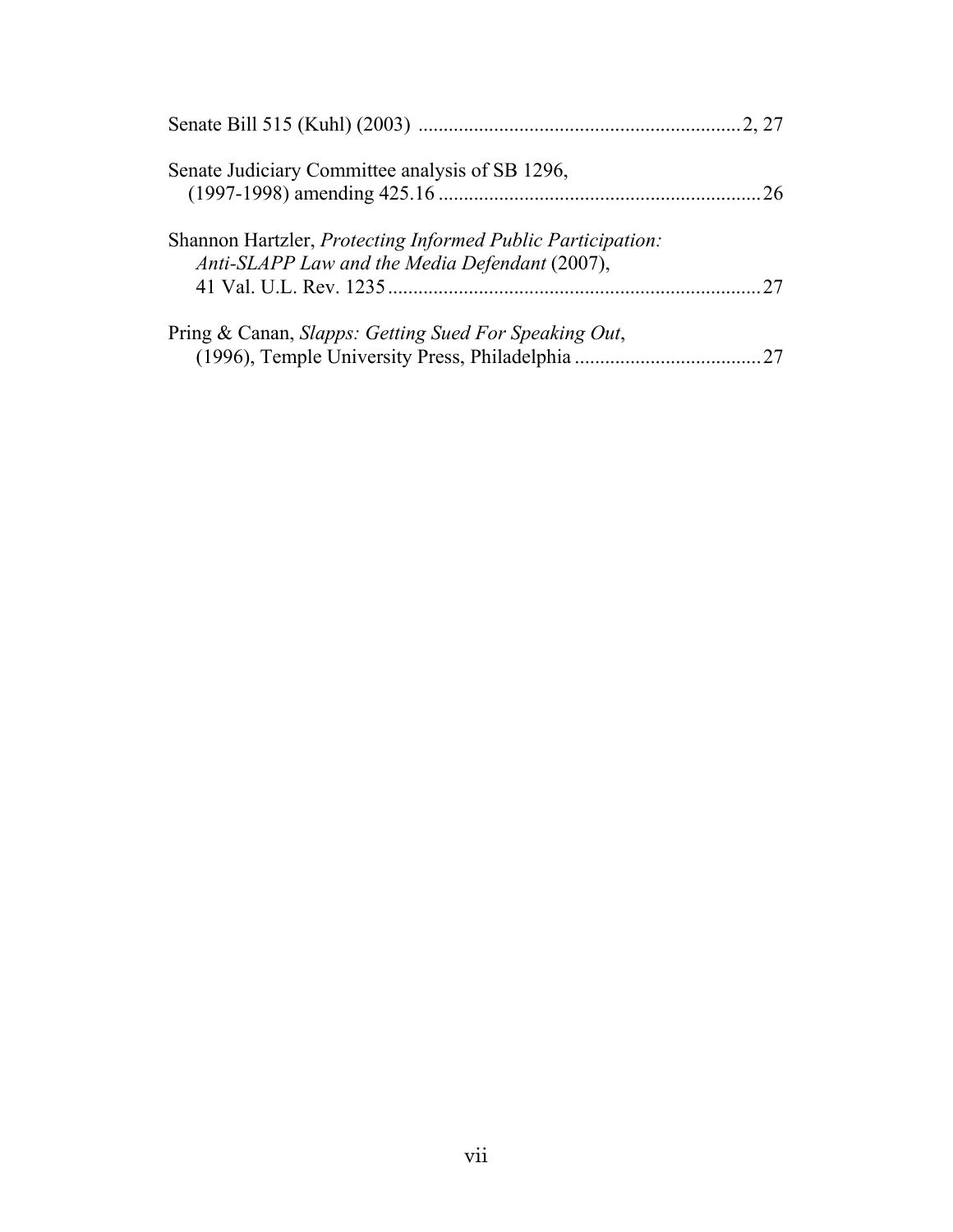Senate Bill 515 (Kuhl) (2003) ............................................................... 2, 27

Senate Judiciary Committee analysis of SB 1296,
(1997-1998) amending 425.16 ............................................................... 26

Shannon Hartzler, *Protecting Informed Public Participation: Anti-SLAPP Law and the Media Defendant* (2007),
41 Val. U.L. Rev. 1235 ......................................................................... 27

Pring & Canan, *Slapps: Getting Sued For Speaking Out*,
(1996), Temple University Press, Philadelphia .................................... 27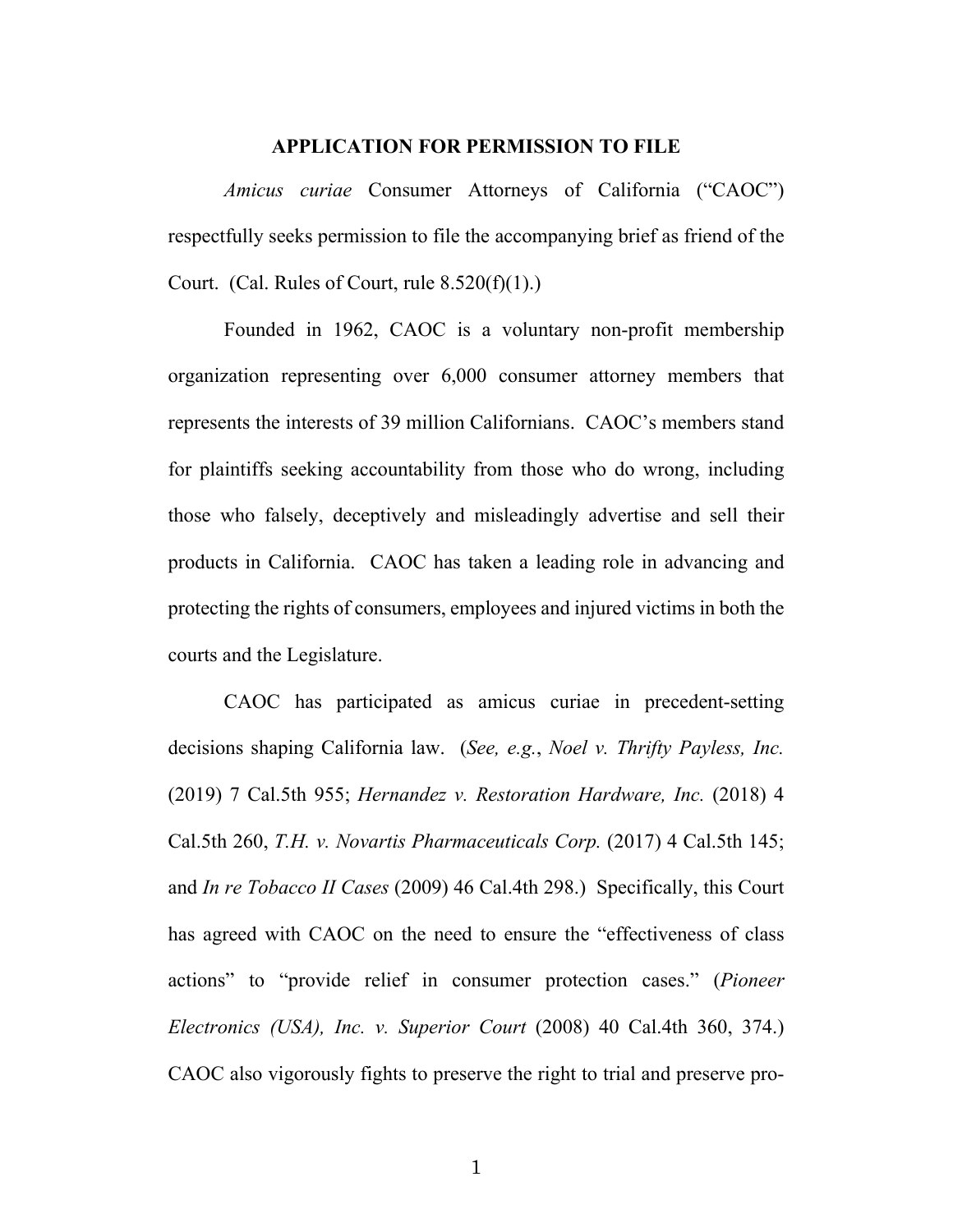## APPLICATION FOR PERMISSION TO FILE

*Amicus curiae* Consumer Attorneys of California ("CAOC") respectfully seeks permission to file the accompanying brief as friend of the Court. (Cal. Rules of Court, rule 8.520(f)(1).)

Founded in 1962, CAOC is a voluntary non-profit membership organization representing over 6,000 consumer attorney members that represents the interests of 39 million Californians. CAOC's members stand for plaintiffs seeking accountability from those who do wrong, including those who falsely, deceptively and misleadingly advertise and sell their products in California. CAOC has taken a leading role in advancing and protecting the rights of consumers, employees and injured victims in both the courts and the Legislature.

CAOC has participated as amicus curiae in precedent-setting decisions shaping California law. (*See, e.g.*, *Noel v. Thrifty Payless, Inc.* (2019) 7 Cal.5th 955; *Hernandez v. Restoration Hardware, Inc.* (2018) 4 Cal.5th 260, *T.H. v. Novartis Pharmaceuticals Corp.* (2017) 4 Cal.5th 145; and *In re Tobacco II Cases* (2009) 46 Cal.4th 298.) Specifically, this Court has agreed with CAOC on the need to ensure the "effectiveness of class actions" to "provide relief in consumer protection cases." (*Pioneer Electronics (USA), Inc. v. Superior Court* (2008) 40 Cal.4th 360, 374.) CAOC also vigorously fights to preserve the right to trial and preserve pro-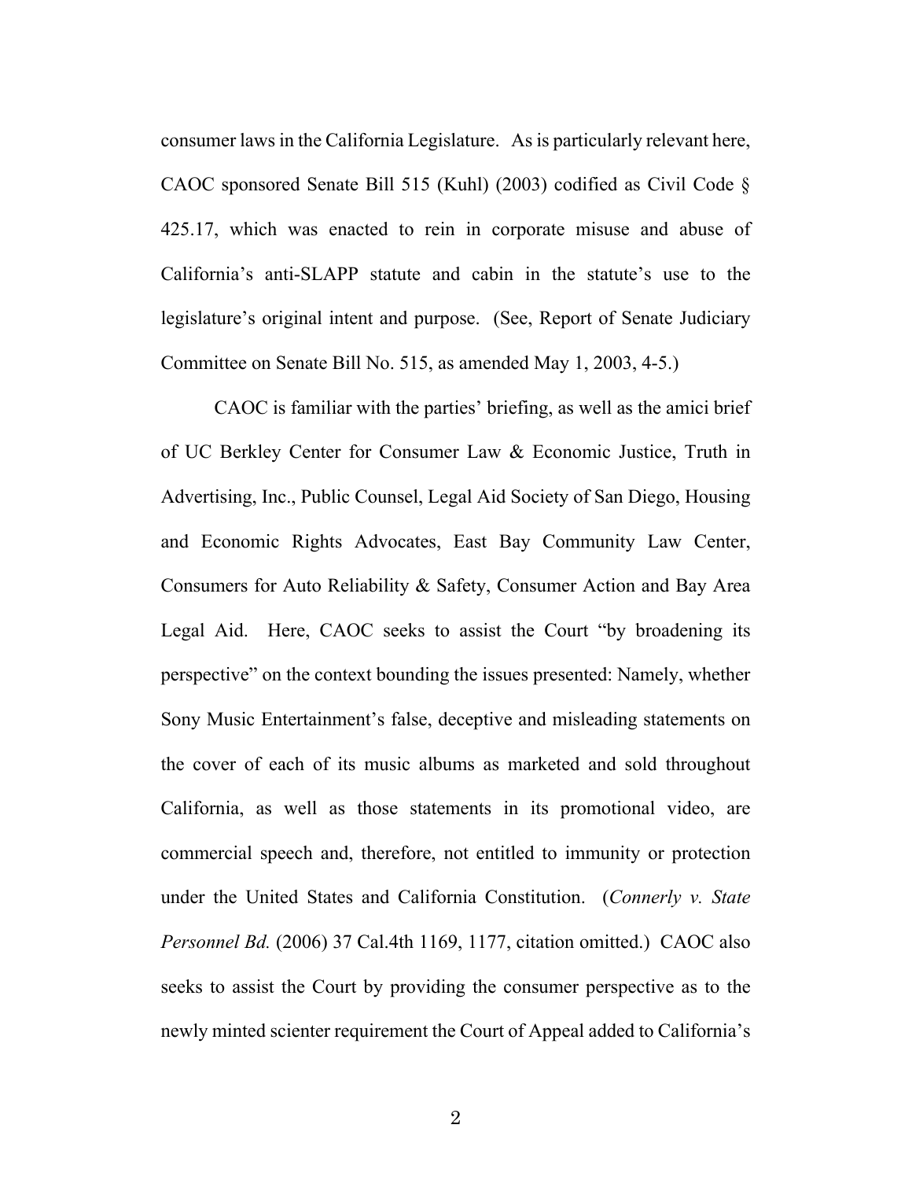consumer laws in the California Legislature. As is particularly relevant here, CAOC sponsored Senate Bill 515 (Kuhl) (2003) codified as Civil Code § 425.17, which was enacted to rein in corporate misuse and abuse of California's anti-SLAPP statute and cabin in the statute's use to the legislature's original intent and purpose. (See, Report of Senate Judiciary Committee on Senate Bill No. 515, as amended May 1, 2003, 4-5.)

CAOC is familiar with the parties' briefing, as well as the amici brief of UC Berkley Center for Consumer Law & Economic Justice, Truth in Advertising, Inc., Public Counsel, Legal Aid Society of San Diego, Housing and Economic Rights Advocates, East Bay Community Law Center, Consumers for Auto Reliability & Safety, Consumer Action and Bay Area Legal Aid. Here, CAOC seeks to assist the Court "by broadening its perspective" on the context bounding the issues presented: Namely, whether Sony Music Entertainment's false, deceptive and misleading statements on the cover of each of its music albums as marketed and sold throughout California, as well as those statements in its promotional video, are commercial speech and, therefore, not entitled to immunity or protection under the United States and California Constitution. (*Connerly v. State Personnel Bd.* (2006) 37 Cal.4th 1169, 1177, citation omitted.) CAOC also seeks to assist the Court by providing the consumer perspective as to the newly minted scienter requirement the Court of Appeal added to California's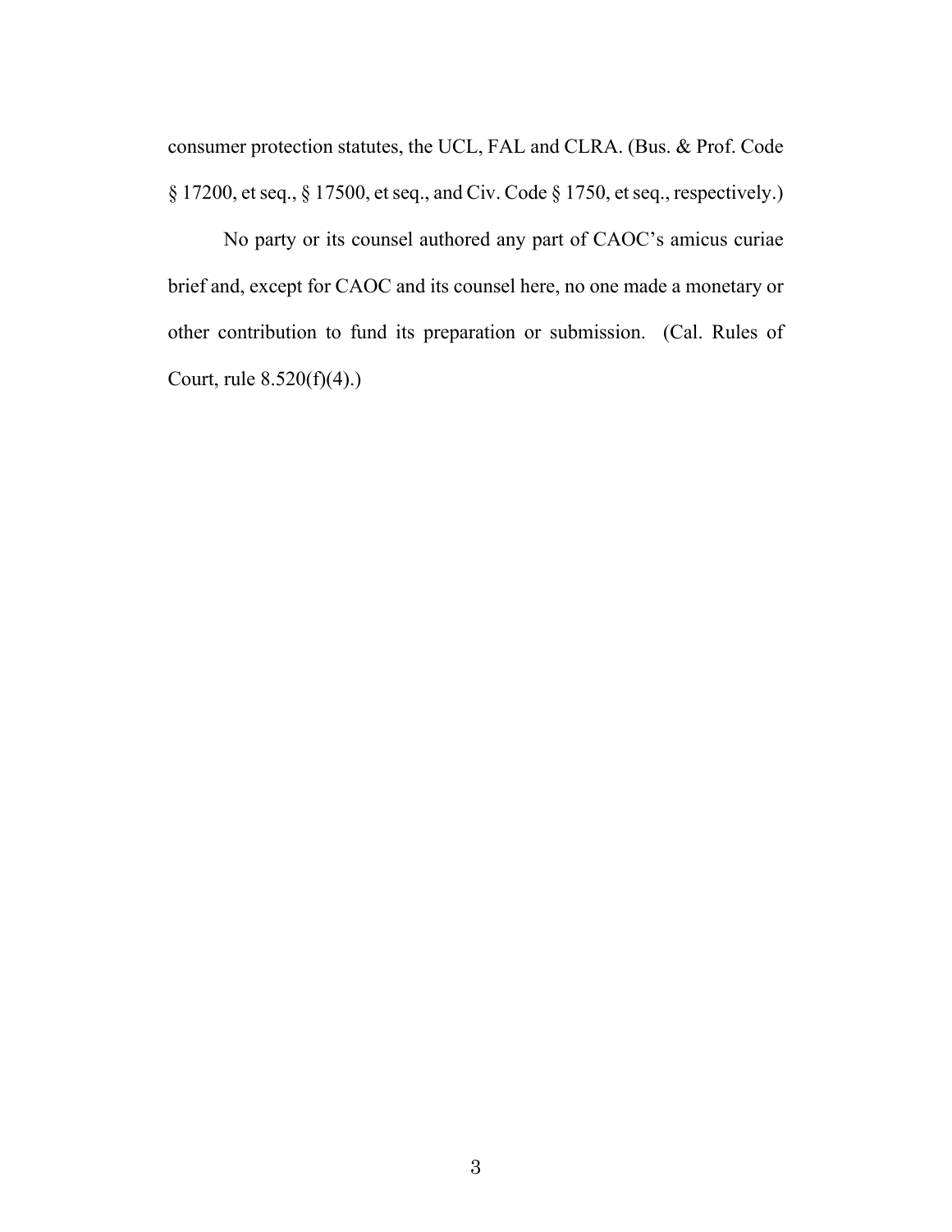consumer protection statutes, the UCL, FAL and CLRA. (Bus. & Prof. Code § 17200, et seq., § 17500, et seq., and Civ. Code § 1750, et seq., respectively.)

No party or its counsel authored any part of CAOC's amicus curiae brief and, except for CAOC and its counsel here, no one made a monetary or other contribution to fund its preparation or submission. (Cal. Rules of Court, rule 8.520(f)(4).)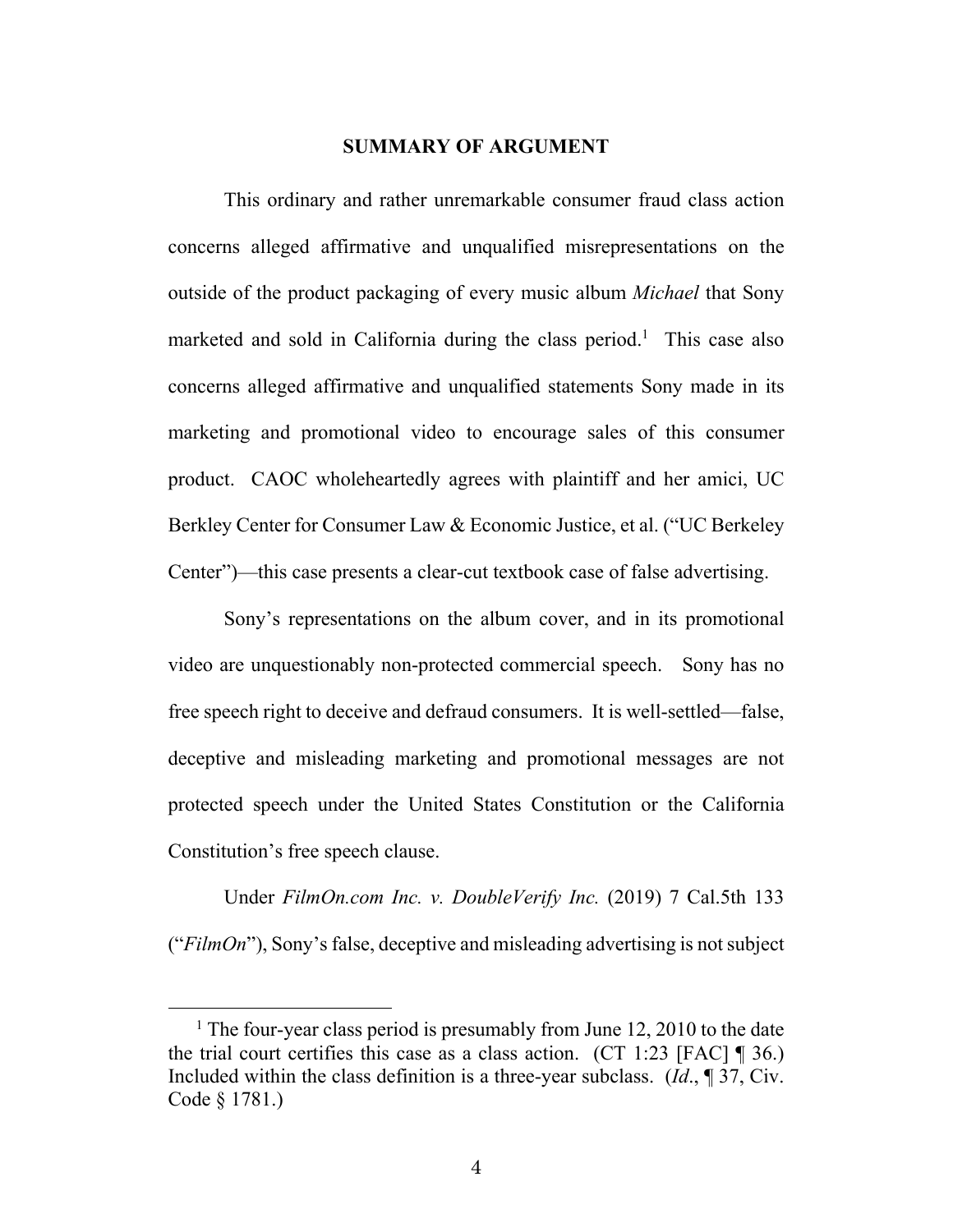## SUMMARY OF ARGUMENT

This ordinary and rather unremarkable consumer fraud class action concerns alleged affirmative and unqualified misrepresentations on the outside of the product packaging of every music album *Michael* that Sony marketed and sold in California during the class period.[1] This case also concerns alleged affirmative and unqualified statements Sony made in its marketing and promotional video to encourage sales of this consumer product. CAOC wholeheartedly agrees with plaintiff and her amici, UC Berkley Center for Consumer Law & Economic Justice, et al. ("UC Berkeley Center")—this case presents a clear-cut textbook case of false advertising.

Sony's representations on the album cover, and in its promotional video are unquestionably non-protected commercial speech. Sony has no free speech right to deceive and defraud consumers. It is well-settled—false, deceptive and misleading marketing and promotional messages are not protected speech under the United States Constitution or the California Constitution's free speech clause.

Under *FilmOn.com Inc. v. DoubleVerify Inc.* (2019) 7 Cal.5th 133 ("*FilmOn*"), Sony's false, deceptive and misleading advertising is not subject

[1] The four-year class period is presumably from June 12, 2010 to the date the trial court certifies this case as a class action. (CT 1:23 [FAC] ¶ 36.) Included within the class definition is a three-year subclass. (*Id*., ¶ 37, Civ. Code § 1781.)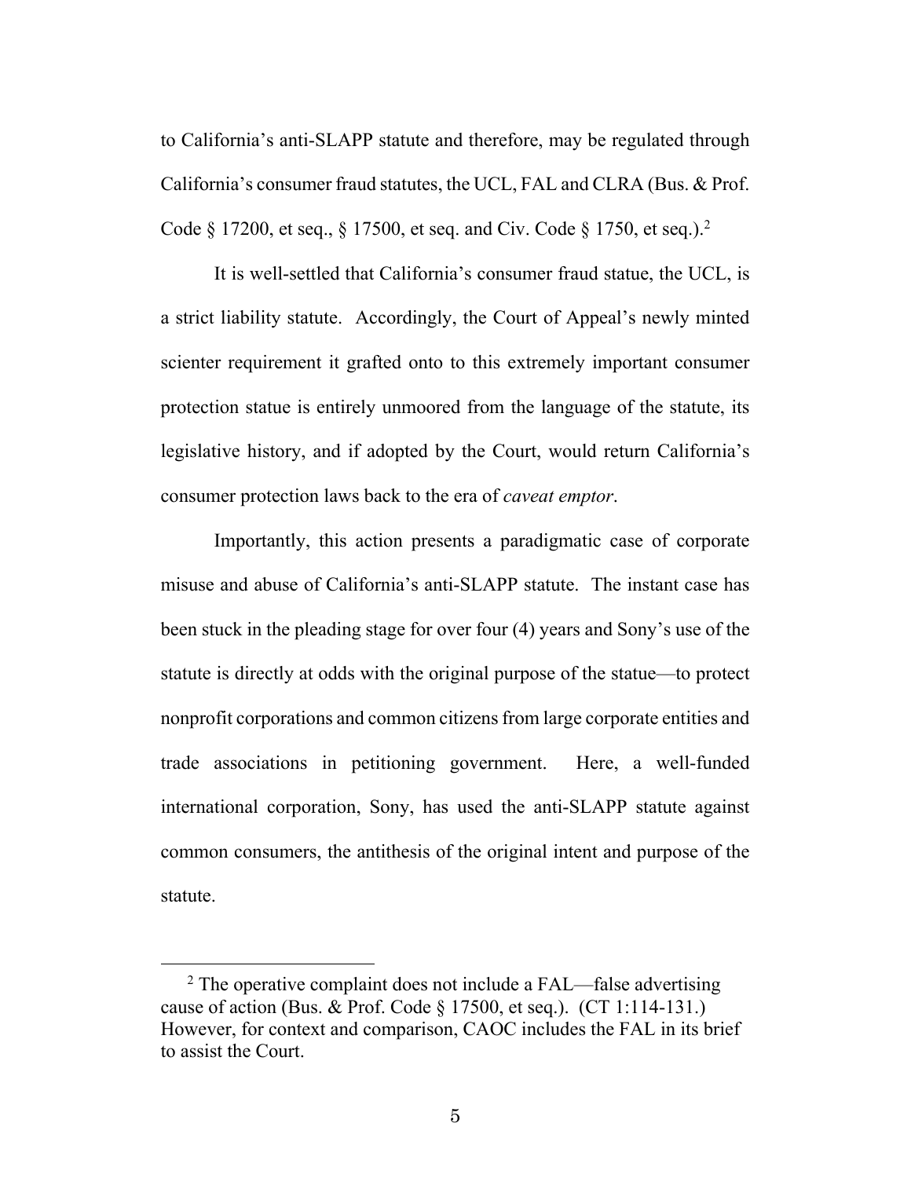to California's anti-SLAPP statute and therefore, may be regulated through California's consumer fraud statutes, the UCL, FAL and CLRA (Bus. & Prof. Code § 17200, et seq., § 17500, et seq. and Civ. Code § 1750, et seq.).[2]

It is well-settled that California's consumer fraud statue, the UCL, is a strict liability statute. Accordingly, the Court of Appeal's newly minted scienter requirement it grafted onto to this extremely important consumer protection statue is entirely unmoored from the language of the statute, its legislative history, and if adopted by the Court, would return California's consumer protection laws back to the era of *caveat emptor*.

Importantly, this action presents a paradigmatic case of corporate misuse and abuse of California's anti-SLAPP statute. The instant case has been stuck in the pleading stage for over four (4) years and Sony's use of the statute is directly at odds with the original purpose of the statue—to protect nonprofit corporations and common citizens from large corporate entities and trade associations in petitioning government. Here, a well-funded international corporation, Sony, has used the anti-SLAPP statute against common consumers, the antithesis of the original intent and purpose of the statute.

---

[2] The operative complaint does not include a FAL—false advertising cause of action (Bus. & Prof. Code § 17500, et seq.). (CT 1:114-131.) However, for context and comparison, CAOC includes the FAL in its brief to assist the Court.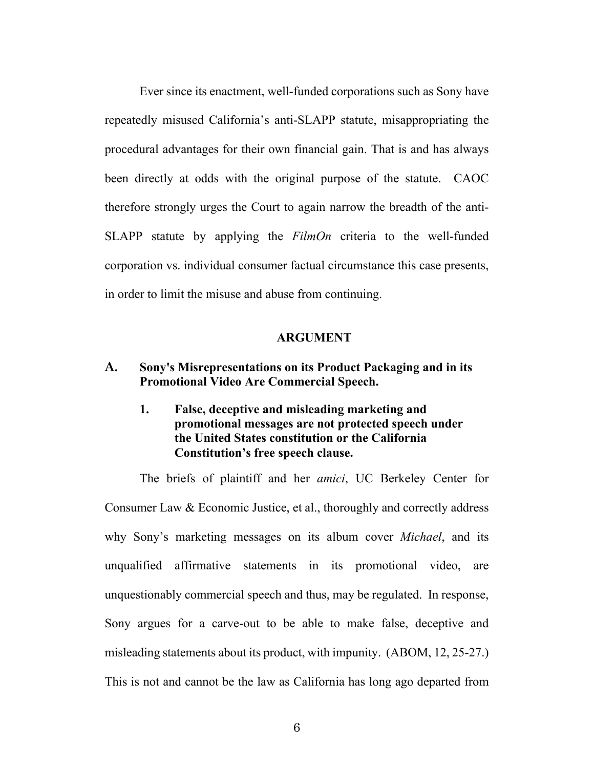Ever since its enactment, well-funded corporations such as Sony have repeatedly misused California's anti-SLAPP statute, misappropriating the procedural advantages for their own financial gain. That is and has always been directly at odds with the original purpose of the statute. CAOC therefore strongly urges the Court to again narrow the breadth of the anti-SLAPP statute by applying the *FilmOn* criteria to the well-funded corporation vs. individual consumer factual circumstance this case presents, in order to limit the misuse and abuse from continuing.

## ARGUMENT

### A. Sony's Misrepresentations on its Product Packaging and in its Promotional Video Are Commercial Speech.

#### 1. False, deceptive and misleading marketing and promotional messages are not protected speech under the United States constitution or the California Constitution's free speech clause.

The briefs of plaintiff and her *amici*, UC Berkeley Center for Consumer Law & Economic Justice, et al., thoroughly and correctly address why Sony's marketing messages on its album cover *Michael*, and its unqualified affirmative statements in its promotional video, are unquestionably commercial speech and thus, may be regulated. In response, Sony argues for a carve-out to be able to make false, deceptive and misleading statements about its product, with impunity. (ABOM, 12, 25-27.) This is not and cannot be the law as California has long ago departed from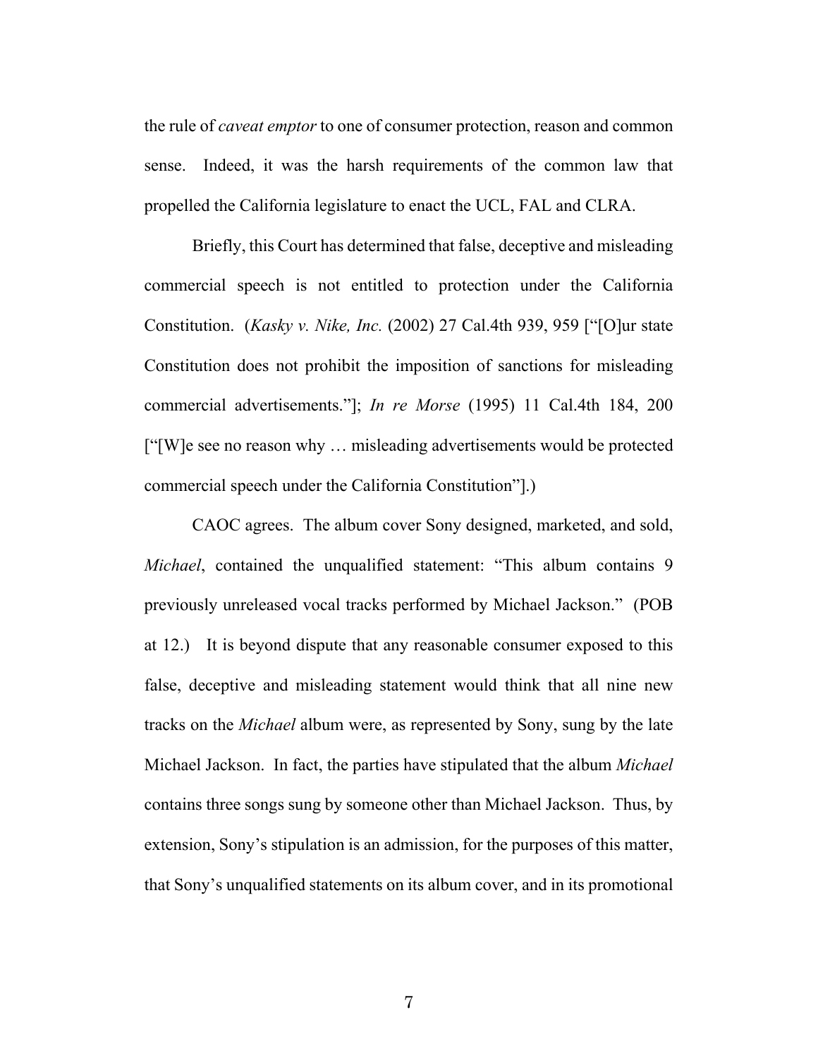the rule of *caveat emptor* to one of consumer protection, reason and common sense. Indeed, it was the harsh requirements of the common law that propelled the California legislature to enact the UCL, FAL and CLRA.

Briefly, this Court has determined that false, deceptive and misleading commercial speech is not entitled to protection under the California Constitution. (*Kasky v. Nike, Inc.* (2002) 27 Cal.4th 939, 959 ["[O]ur state Constitution does not prohibit the imposition of sanctions for misleading commercial advertisements."]; *In re Morse* (1995) 11 Cal.4th 184, 200 ["[W]e see no reason why … misleading advertisements would be protected commercial speech under the California Constitution"].)

CAOC agrees. The album cover Sony designed, marketed, and sold, *Michael*, contained the unqualified statement: "This album contains 9 previously unreleased vocal tracks performed by Michael Jackson." (POB at 12.) It is beyond dispute that any reasonable consumer exposed to this false, deceptive and misleading statement would think that all nine new tracks on the *Michael* album were, as represented by Sony, sung by the late Michael Jackson. In fact, the parties have stipulated that the album *Michael* contains three songs sung by someone other than Michael Jackson. Thus, by extension, Sony's stipulation is an admission, for the purposes of this matter, that Sony's unqualified statements on its album cover, and in its promotional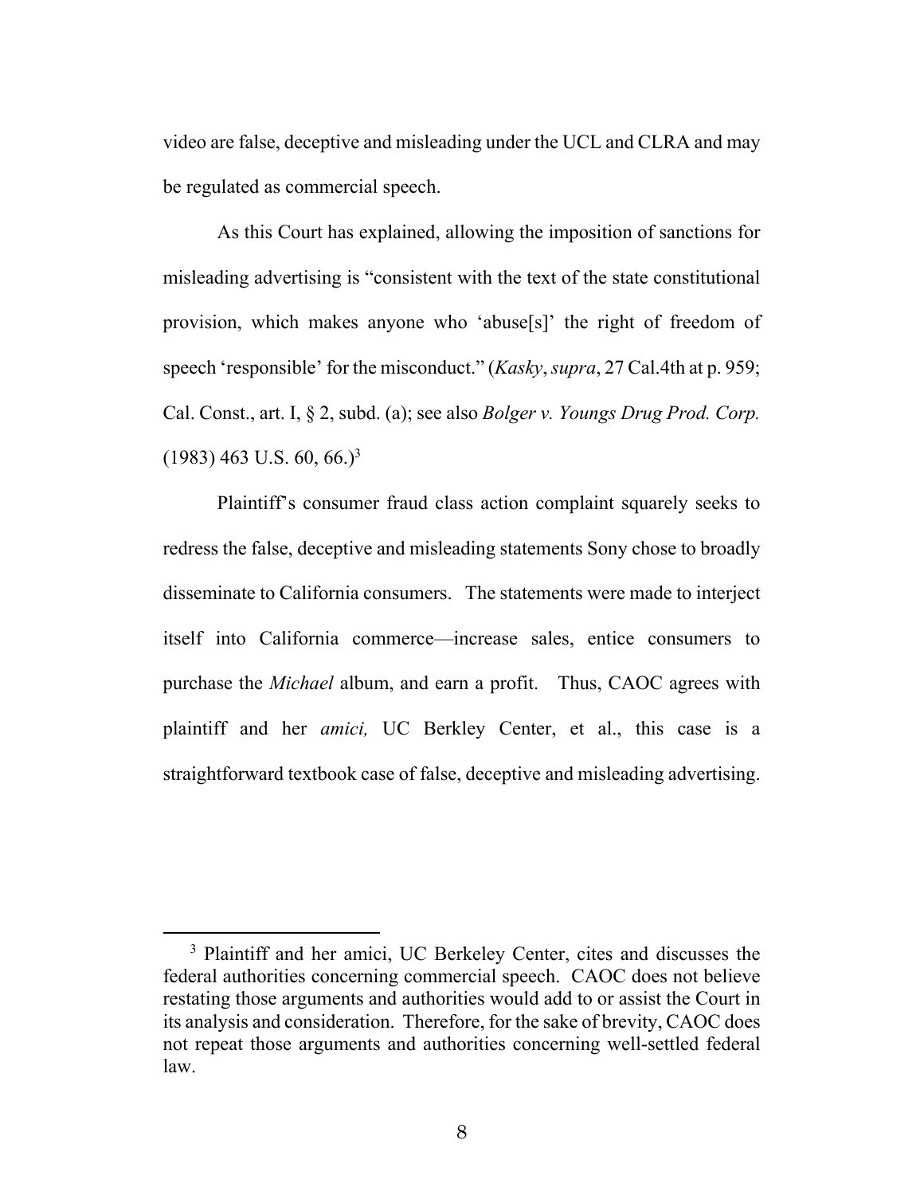video are false, deceptive and misleading under the UCL and CLRA and may be regulated as commercial speech.

As this Court has explained, allowing the imposition of sanctions for misleading advertising is "consistent with the text of the state constitutional provision, which makes anyone who 'abuse[s]' the right of freedom of speech 'responsible' for the misconduct." (*Kasky*, *supra*, 27 Cal.4th at p. 959; Cal. Const., art. I, § 2, subd. (a); see also *Bolger v. Youngs Drug Prod. Corp.* (1983) 463 U.S. 60, 66.)[3]

Plaintiff's consumer fraud class action complaint squarely seeks to redress the false, deceptive and misleading statements Sony chose to broadly disseminate to California consumers. The statements were made to interject itself into California commerce—increase sales, entice consumers to purchase the *Michael* album, and earn a profit. Thus, CAOC agrees with plaintiff and her *amici,* UC Berkley Center, et al., this case is a straightforward textbook case of false, deceptive and misleading advertising.

[3] Plaintiff and her amici, UC Berkeley Center, cites and discusses the federal authorities concerning commercial speech. CAOC does not believe restating those arguments and authorities would add to or assist the Court in its analysis and consideration. Therefore, for the sake of brevity, CAOC does not repeat those arguments and authorities concerning well-settled federal law.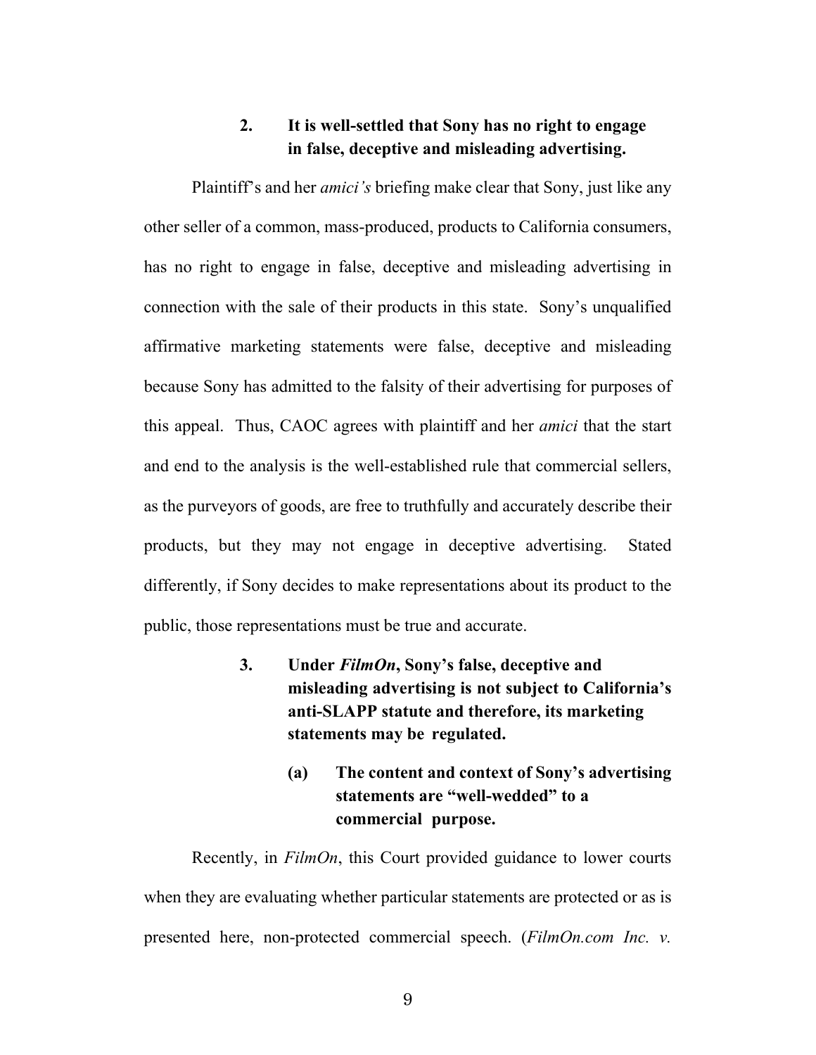### 2. It is well-settled that Sony has no right to engage in false, deceptive and misleading advertising.

Plaintiff's and her *amici's* briefing make clear that Sony, just like any other seller of a common, mass-produced, products to California consumers, has no right to engage in false, deceptive and misleading advertising in connection with the sale of their products in this state. Sony's unqualified affirmative marketing statements were false, deceptive and misleading because Sony has admitted to the falsity of their advertising for purposes of this appeal. Thus, CAOC agrees with plaintiff and her *amici* that the start and end to the analysis is the well-established rule that commercial sellers, as the purveyors of goods, are free to truthfully and accurately describe their products, but they may not engage in deceptive advertising. Stated differently, if Sony decides to make representations about its product to the public, those representations must be true and accurate.

### 3. Under *FilmOn*, Sony's false, deceptive and misleading advertising is not subject to California's anti-SLAPP statute and therefore, its marketing statements may be regulated.

#### (a) The content and context of Sony's advertising statements are "well-wedded" to a commercial purpose.

Recently, in *FilmOn*, this Court provided guidance to lower courts when they are evaluating whether particular statements are protected or as is presented here, non-protected commercial speech. (*FilmOn.com Inc. v.*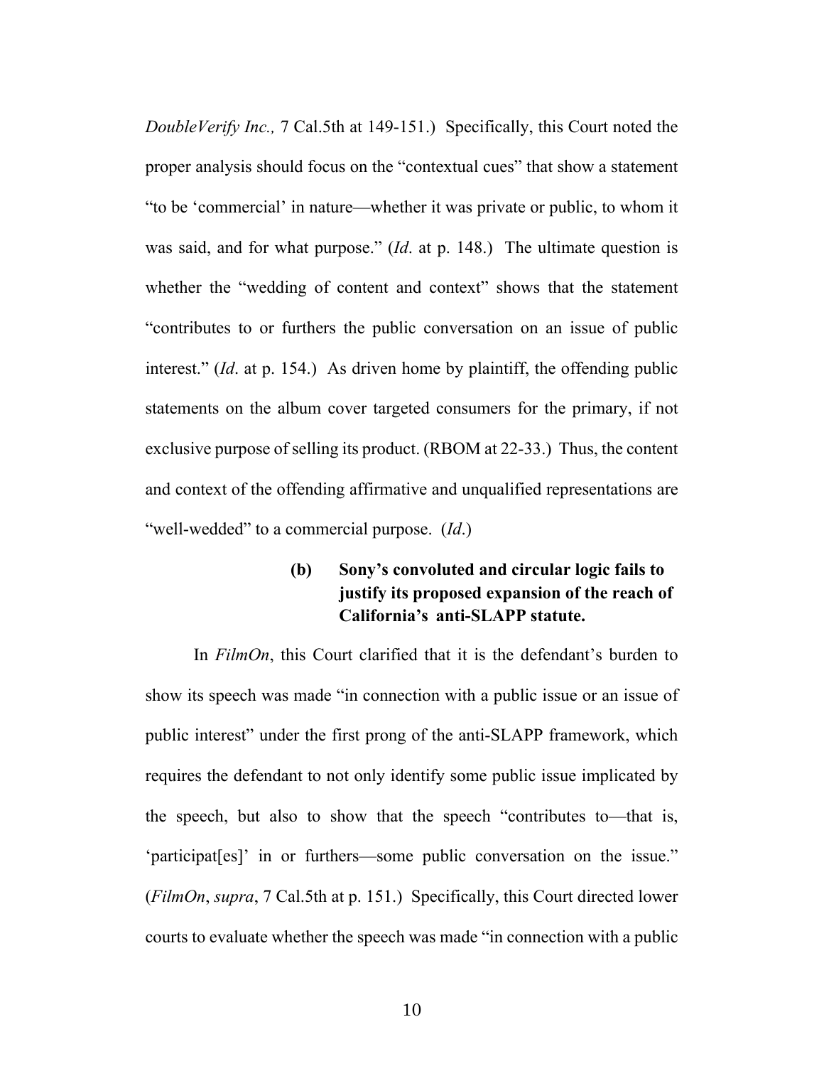*DoubleVerify Inc.,* 7 Cal.5th at 149-151.) Specifically, this Court noted the proper analysis should focus on the "contextual cues" that show a statement "to be 'commercial' in nature—whether it was private or public, to whom it was said, and for what purpose." (*Id*. at p. 148.) The ultimate question is whether the "wedding of content and context" shows that the statement "contributes to or furthers the public conversation on an issue of public interest." (*Id*. at p. 154.) As driven home by plaintiff, the offending public statements on the album cover targeted consumers for the primary, if not exclusive purpose of selling its product. (RBOM at 22-33.) Thus, the content and context of the offending affirmative and unqualified representations are "well-wedded" to a commercial purpose. (*Id*.)

**(b) Sony's convoluted and circular logic fails to justify its proposed expansion of the reach of California's anti-SLAPP statute.**

In *FilmOn*, this Court clarified that it is the defendant's burden to show its speech was made "in connection with a public issue or an issue of public interest" under the first prong of the anti-SLAPP framework, which requires the defendant to not only identify some public issue implicated by the speech, but also to show that the speech "contributes to—that is, 'participat[es]' in or furthers—some public conversation on the issue." (*FilmOn*, *supra*, 7 Cal.5th at p. 151.) Specifically, this Court directed lower courts to evaluate whether the speech was made "in connection with a public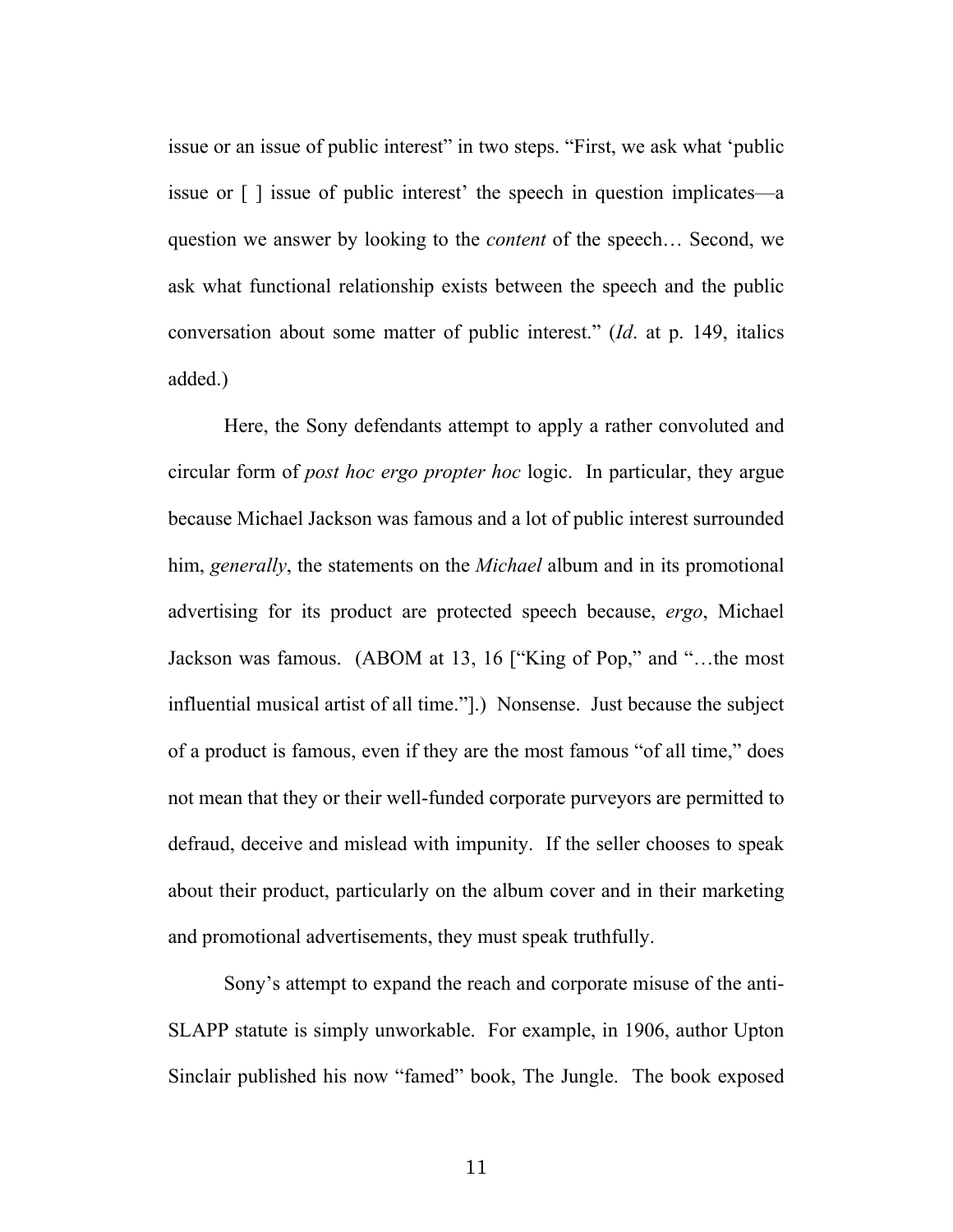issue or an issue of public interest" in two steps. "First, we ask what 'public issue or [ ] issue of public interest' the speech in question implicates—a question we answer by looking to the *content* of the speech… Second, we ask what functional relationship exists between the speech and the public conversation about some matter of public interest." (*Id*. at p. 149, italics added.)

Here, the Sony defendants attempt to apply a rather convoluted and circular form of *post hoc ergo propter hoc* logic. In particular, they argue because Michael Jackson was famous and a lot of public interest surrounded him, *generally*, the statements on the *Michael* album and in its promotional advertising for its product are protected speech because, *ergo*, Michael Jackson was famous. (ABOM at 13, 16 ["King of Pop," and "…the most influential musical artist of all time."].) Nonsense. Just because the subject of a product is famous, even if they are the most famous "of all time," does not mean that they or their well-funded corporate purveyors are permitted to defraud, deceive and mislead with impunity. If the seller chooses to speak about their product, particularly on the album cover and in their marketing and promotional advertisements, they must speak truthfully.

Sony's attempt to expand the reach and corporate misuse of the anti-SLAPP statute is simply unworkable. For example, in 1906, author Upton Sinclair published his now "famed" book, The Jungle. The book exposed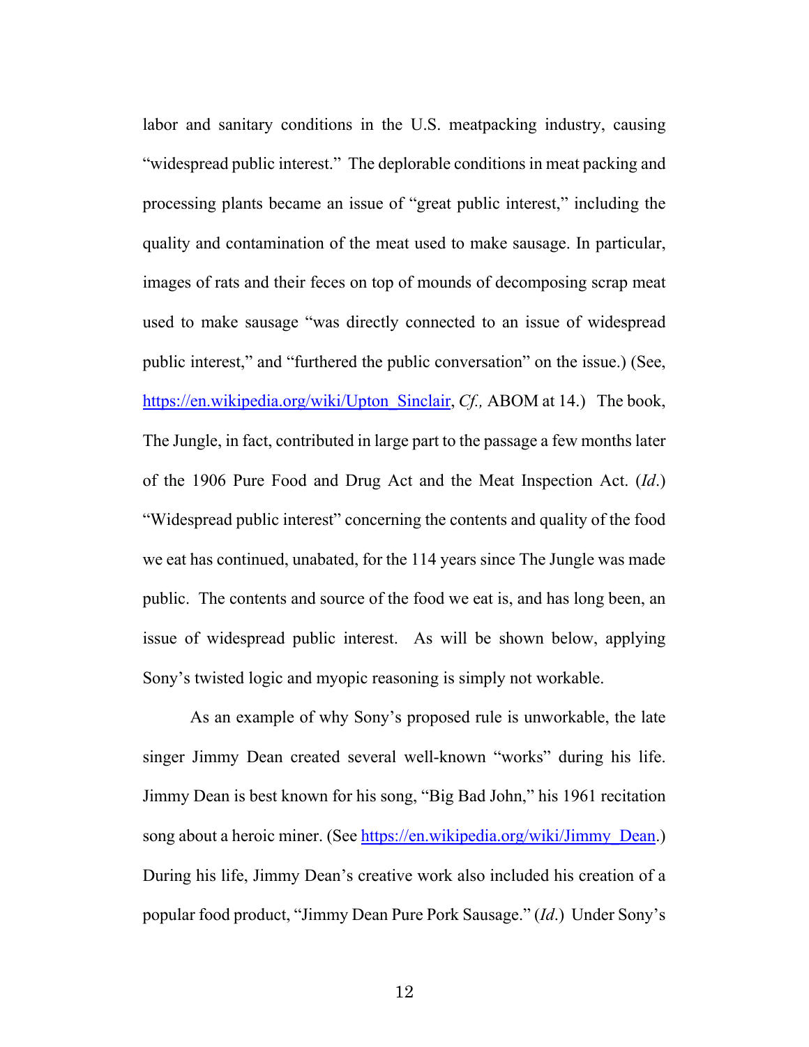labor and sanitary conditions in the U.S. meatpacking industry, causing "widespread public interest." The deplorable conditions in meat packing and processing plants became an issue of "great public interest," including the quality and contamination of the meat used to make sausage. In particular, images of rats and their feces on top of mounds of decomposing scrap meat used to make sausage "was directly connected to an issue of widespread public interest," and "furthered the public conversation" on the issue.) (See, [https://en.wikipedia.org/wiki/Upton_Sinclair](https://en.wikipedia.org/wiki/Upton_Sinclair), *Cf.,* ABOM at 14.) The book, The Jungle, in fact, contributed in large part to the passage a few months later of the 1906 Pure Food and Drug Act and the Meat Inspection Act. (*Id*.) "Widespread public interest" concerning the contents and quality of the food we eat has continued, unabated, for the 114 years since The Jungle was made public. The contents and source of the food we eat is, and has long been, an issue of widespread public interest. As will be shown below, applying Sony's twisted logic and myopic reasoning is simply not workable.

As an example of why Sony's proposed rule is unworkable, the late singer Jimmy Dean created several well-known "works" during his life. Jimmy Dean is best known for his song, "Big Bad John," his 1961 recitation song about a heroic miner. (See [https://en.wikipedia.org/wiki/Jimmy_Dean](https://en.wikipedia.org/wiki/Jimmy_Dean).) During his life, Jimmy Dean's creative work also included his creation of a popular food product, "Jimmy Dean Pure Pork Sausage." (*Id*.) Under Sony's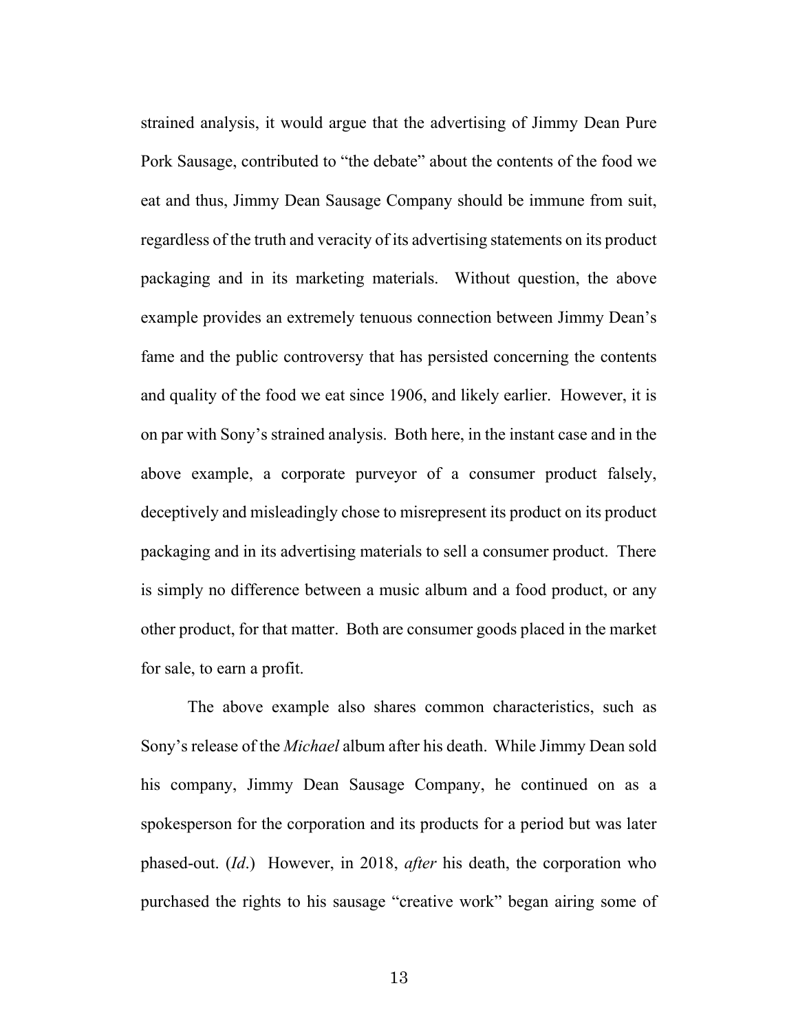strained analysis, it would argue that the advertising of Jimmy Dean Pure Pork Sausage, contributed to "the debate" about the contents of the food we eat and thus, Jimmy Dean Sausage Company should be immune from suit, regardless of the truth and veracity of its advertising statements on its product packaging and in its marketing materials. Without question, the above example provides an extremely tenuous connection between Jimmy Dean's fame and the public controversy that has persisted concerning the contents and quality of the food we eat since 1906, and likely earlier. However, it is on par with Sony's strained analysis. Both here, in the instant case and in the above example, a corporate purveyor of a consumer product falsely, deceptively and misleadingly chose to misrepresent its product on its product packaging and in its advertising materials to sell a consumer product. There is simply no difference between a music album and a food product, or any other product, for that matter. Both are consumer goods placed in the market for sale, to earn a profit.

The above example also shares common characteristics, such as Sony's release of the *Michael* album after his death. While Jimmy Dean sold his company, Jimmy Dean Sausage Company, he continued on as a spokesperson for the corporation and its products for a period but was later phased-out. (*Id*.) However, in 2018, *after* his death, the corporation who purchased the rights to his sausage "creative work" began airing some of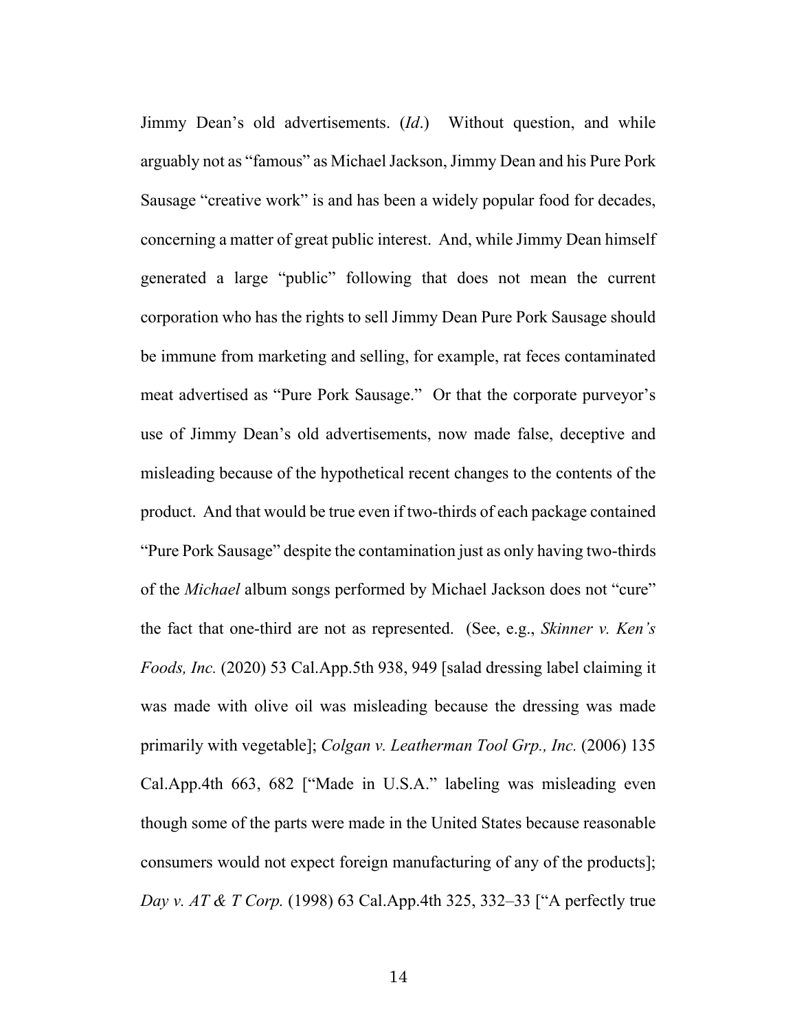Jimmy Dean's old advertisements. (*Id*.) Without question, and while arguably not as "famous" as Michael Jackson, Jimmy Dean and his Pure Pork Sausage "creative work" is and has been a widely popular food for decades, concerning a matter of great public interest. And, while Jimmy Dean himself generated a large "public" following that does not mean the current corporation who has the rights to sell Jimmy Dean Pure Pork Sausage should be immune from marketing and selling, for example, rat feces contaminated meat advertised as "Pure Pork Sausage." Or that the corporate purveyor's use of Jimmy Dean's old advertisements, now made false, deceptive and misleading because of the hypothetical recent changes to the contents of the product. And that would be true even if two-thirds of each package contained "Pure Pork Sausage" despite the contamination just as only having two-thirds of the *Michael* album songs performed by Michael Jackson does not "cure" the fact that one-third are not as represented. (See, e.g., *Skinner v. Ken's Foods, Inc.* (2020) 53 Cal.App.5th 938, 949 [salad dressing label claiming it was made with olive oil was misleading because the dressing was made primarily with vegetable]; *Colgan v. Leatherman Tool Grp., Inc.* (2006) 135 Cal.App.4th 663, 682 ["Made in U.S.A." labeling was misleading even though some of the parts were made in the United States because reasonable consumers would not expect foreign manufacturing of any of the products]; *Day v. AT & T Corp.* (1998) 63 Cal.App.4th 325, 332–33 ["A perfectly true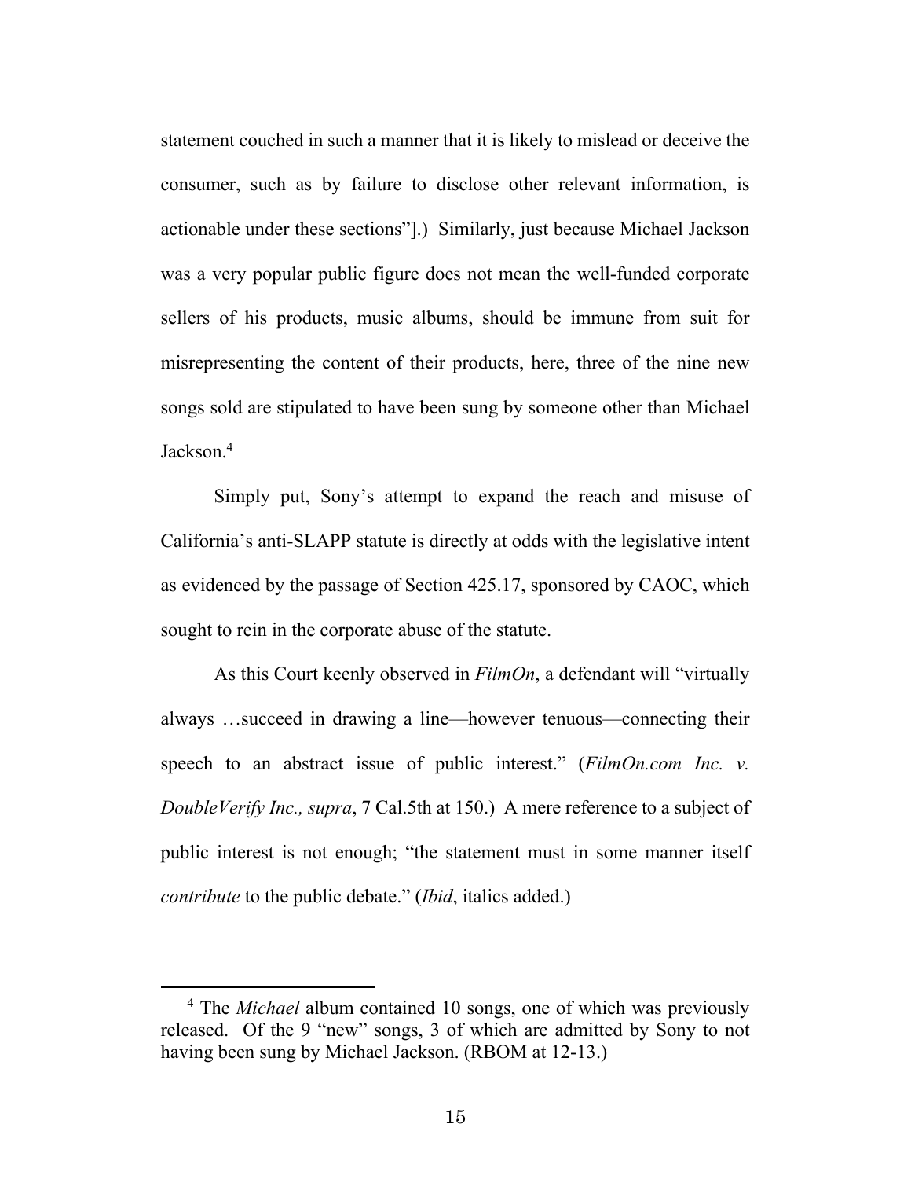statement couched in such a manner that it is likely to mislead or deceive the consumer, such as by failure to disclose other relevant information, is actionable under these sections"].) Similarly, just because Michael Jackson was a very popular public figure does not mean the well-funded corporate sellers of his products, music albums, should be immune from suit for misrepresenting the content of their products, here, three of the nine new songs sold are stipulated to have been sung by someone other than Michael Jackson.[4]

Simply put, Sony's attempt to expand the reach and misuse of California's anti-SLAPP statute is directly at odds with the legislative intent as evidenced by the passage of Section 425.17, sponsored by CAOC, which sought to rein in the corporate abuse of the statute.

As this Court keenly observed in *FilmOn*, a defendant will "virtually always …succeed in drawing a line—however tenuous—connecting their speech to an abstract issue of public interest." (*FilmOn.com Inc. v. DoubleVerify Inc., supra*, 7 Cal.5th at 150.) A mere reference to a subject of public interest is not enough; "the statement must in some manner itself *contribute* to the public debate." (*Ibid*, italics added.)

---

[4] The *Michael* album contained 10 songs, one of which was previously released. Of the 9 "new" songs, 3 of which are admitted by Sony to not having been sung by Michael Jackson. (RBOM at 12-13.)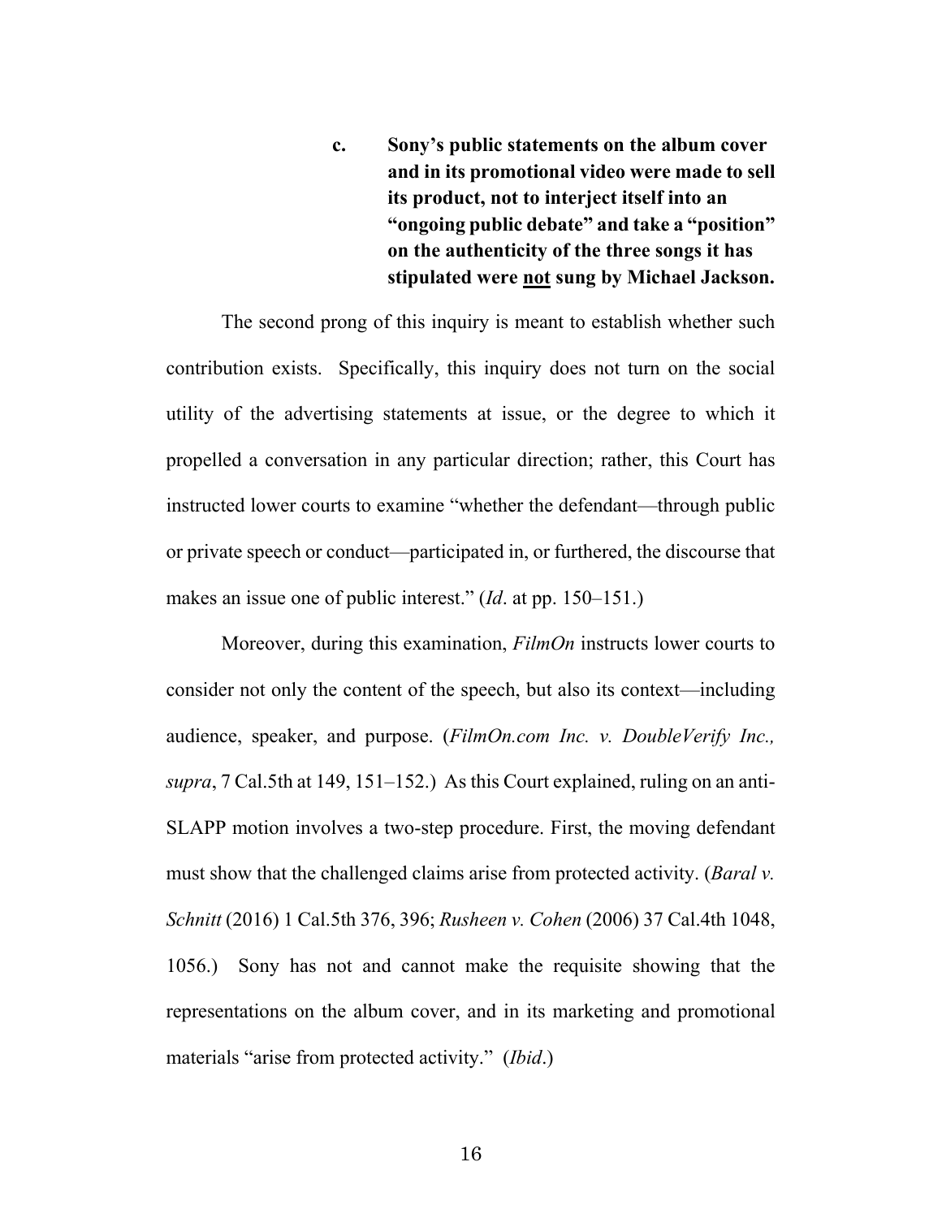#### c. **Sony's public statements on the album cover and in its promotional video were made to sell its product, not to interject itself into an "ongoing public debate" and take a "position" on the authenticity of the three songs it has stipulated were <u>not</u> sung by Michael Jackson.**

The second prong of this inquiry is meant to establish whether such contribution exists. Specifically, this inquiry does not turn on the social utility of the advertising statements at issue, or the degree to which it propelled a conversation in any particular direction; rather, this Court has instructed lower courts to examine "whether the defendant—through public or private speech or conduct—participated in, or furthered, the discourse that makes an issue one of public interest." (*Id*. at pp. 150–151.)

Moreover, during this examination, *FilmOn* instructs lower courts to consider not only the content of the speech, but also its context—including audience, speaker, and purpose. (*FilmOn.com Inc. v. DoubleVerify Inc., supra*, 7 Cal.5th at 149, 151–152.) As this Court explained, ruling on an anti-SLAPP motion involves a two-step procedure. First, the moving defendant must show that the challenged claims arise from protected activity. (*Baral v. Schnitt* (2016) 1 Cal.5th 376, 396; *Rusheen v. Cohen* (2006) 37 Cal.4th 1048, 1056.) Sony has not and cannot make the requisite showing that the representations on the album cover, and in its marketing and promotional materials "arise from protected activity." (*Ibid*.)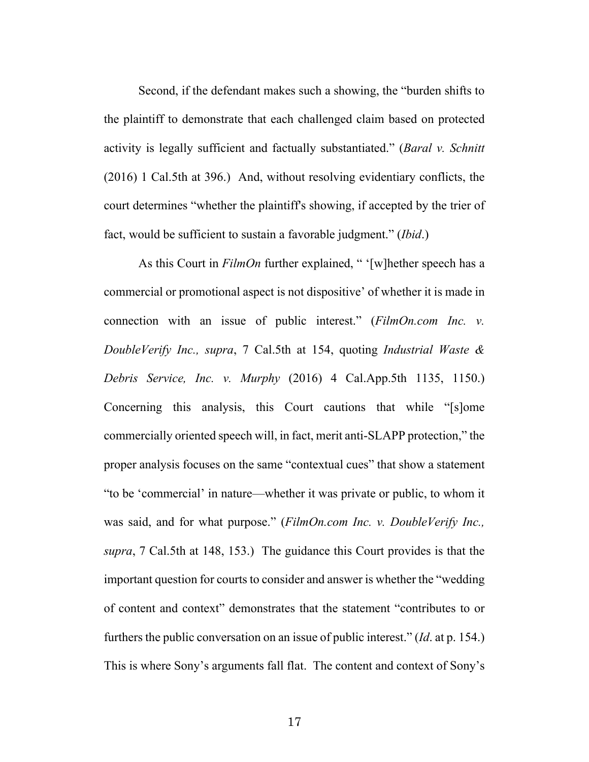Second, if the defendant makes such a showing, the "burden shifts to the plaintiff to demonstrate that each challenged claim based on protected activity is legally sufficient and factually substantiated." (*Baral v. Schnitt* (2016) 1 Cal.5th at 396.) And, without resolving evidentiary conflicts, the court determines "whether the plaintiff's showing, if accepted by the trier of fact, would be sufficient to sustain a favorable judgment." (*Ibid*.)

As this Court in *FilmOn* further explained, " '[w]hether speech has a commercial or promotional aspect is not dispositive' of whether it is made in connection with an issue of public interest." (*FilmOn.com Inc. v. DoubleVerify Inc., supra*, 7 Cal.5th at 154, quoting *Industrial Waste & Debris Service, Inc. v. Murphy* (2016) 4 Cal.App.5th 1135, 1150.) Concerning this analysis, this Court cautions that while "[s]ome commercially oriented speech will, in fact, merit anti-SLAPP protection," the proper analysis focuses on the same "contextual cues" that show a statement "to be 'commercial' in nature—whether it was private or public, to whom it was said, and for what purpose." (*FilmOn.com Inc. v. DoubleVerify Inc., supra*, 7 Cal.5th at 148, 153.) The guidance this Court provides is that the important question for courts to consider and answer is whether the "wedding of content and context" demonstrates that the statement "contributes to or furthers the public conversation on an issue of public interest." (*Id*. at p. 154.) This is where Sony's arguments fall flat. The content and context of Sony's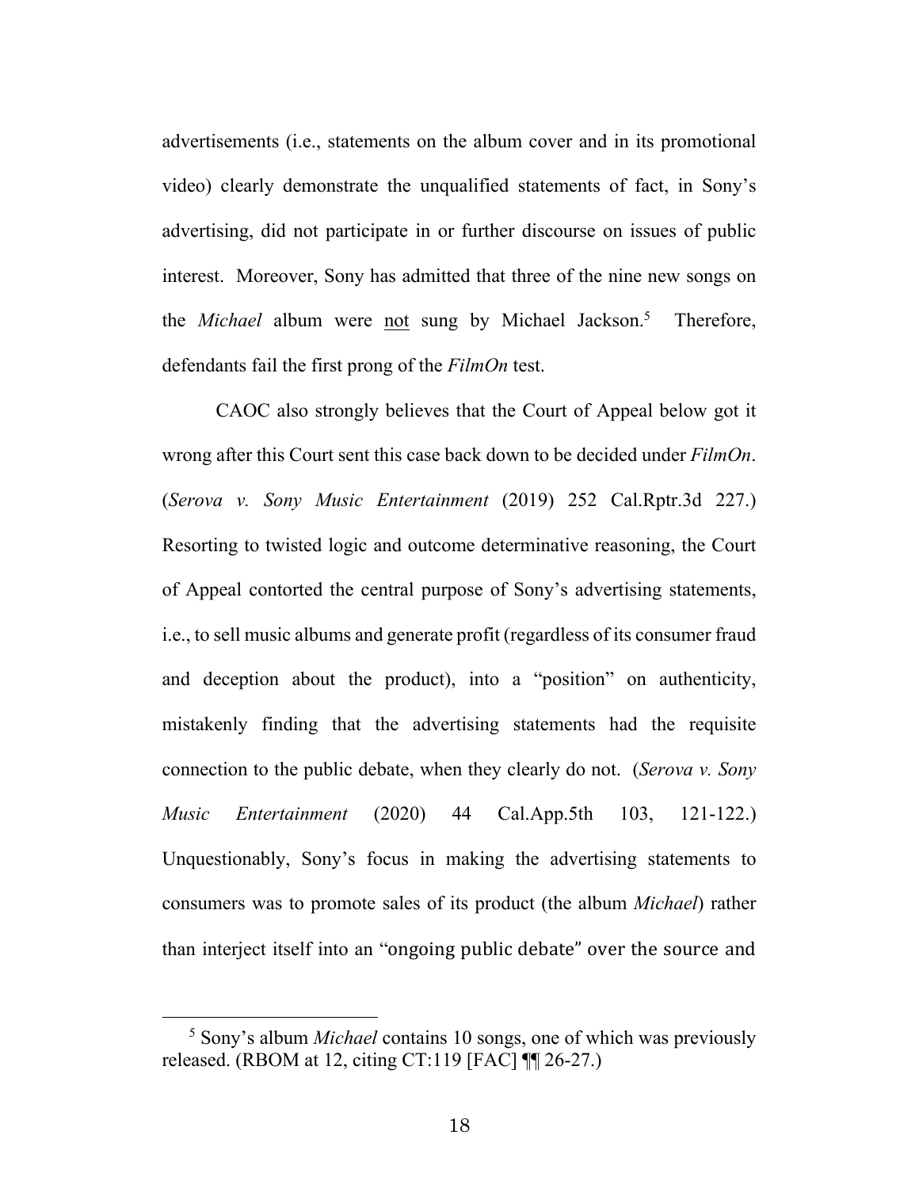advertisements (i.e., statements on the album cover and in its promotional video) clearly demonstrate the unqualified statements of fact, in Sony's advertising, did not participate in or further discourse on issues of public interest. Moreover, Sony has admitted that three of the nine new songs on the *Michael* album were not sung by Michael Jackson.[5] Therefore, defendants fail the first prong of the *FilmOn* test.

CAOC also strongly believes that the Court of Appeal below got it wrong after this Court sent this case back down to be decided under *FilmOn*. (*Serova v. Sony Music Entertainment* (2019) 252 Cal.Rptr.3d 227.) Resorting to twisted logic and outcome determinative reasoning, the Court of Appeal contorted the central purpose of Sony's advertising statements, i.e., to sell music albums and generate profit (regardless of its consumer fraud and deception about the product), into a "position" on authenticity, mistakenly finding that the advertising statements had the requisite connection to the public debate, when they clearly do not. (*Serova v. Sony Music Entertainment* (2020) 44 Cal.App.5th 103, 121-122.) Unquestionably, Sony's focus in making the advertising statements to consumers was to promote sales of its product (the album *Michael*) rather than interject itself into an "ongoing public debate" over the source and

---

[5] Sony's album *Michael* contains 10 songs, one of which was previously released. (RBOM at 12, citing CT:119 [FAC] ¶¶ 26-27.)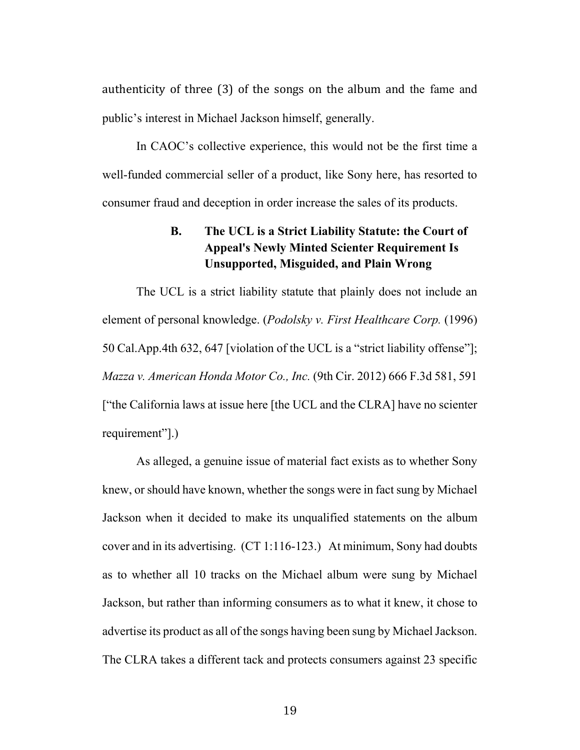authenticity of three (3) of the songs on the album and the fame and public's interest in Michael Jackson himself, generally.

In CAOC's collective experience, this would not be the first time a well-funded commercial seller of a product, like Sony here, has resorted to consumer fraud and deception in order increase the sales of its products.

### B. The UCL is a Strict Liability Statute: the Court of Appeal's Newly Minted Scienter Requirement Is Unsupported, Misguided, and Plain Wrong

The UCL is a strict liability statute that plainly does not include an element of personal knowledge. (*Podolsky v. First Healthcare Corp.* (1996) 50 Cal.App.4th 632, 647 [violation of the UCL is a "strict liability offense"]; *Mazza v. American Honda Motor Co., Inc.* (9th Cir. 2012) 666 F.3d 581, 591 ["the California laws at issue here [the UCL and the CLRA] have no scienter requirement"].)

As alleged, a genuine issue of material fact exists as to whether Sony knew, or should have known, whether the songs were in fact sung by Michael Jackson when it decided to make its unqualified statements on the album cover and in its advertising. (CT 1:116-123.) At minimum, Sony had doubts as to whether all 10 tracks on the Michael album were sung by Michael Jackson, but rather than informing consumers as to what it knew, it chose to advertise its product as all of the songs having been sung by Michael Jackson. The CLRA takes a different tack and protects consumers against 23 specific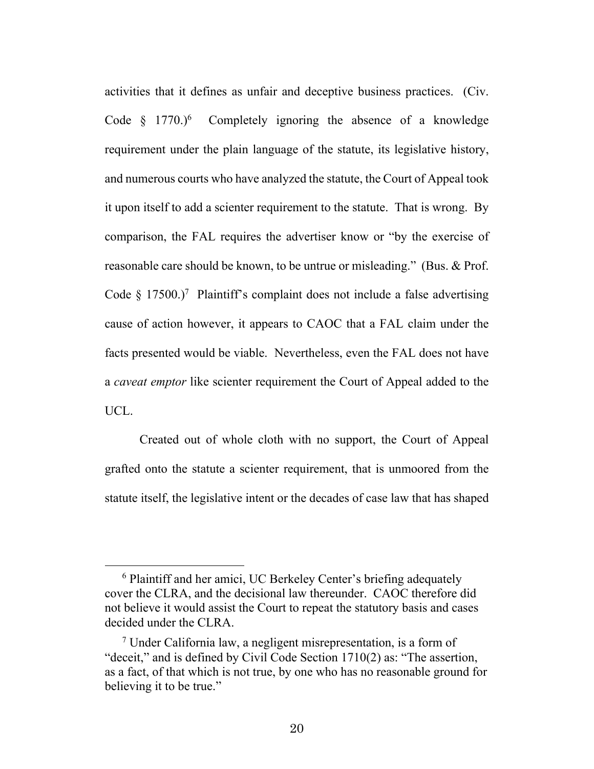activities that it defines as unfair and deceptive business practices. (Civ. Code § 1770.)[6] Completely ignoring the absence of a knowledge requirement under the plain language of the statute, its legislative history, and numerous courts who have analyzed the statute, the Court of Appeal took it upon itself to add a scienter requirement to the statute. That is wrong. By comparison, the FAL requires the advertiser know or "by the exercise of reasonable care should be known, to be untrue or misleading." (Bus. & Prof. Code § 17500.)[7] Plaintiff's complaint does not include a false advertising cause of action however, it appears to CAOC that a FAL claim under the facts presented would be viable. Nevertheless, even the FAL does not have a *caveat emptor* like scienter requirement the Court of Appeal added to the UCL.

Created out of whole cloth with no support, the Court of Appeal grafted onto the statute a scienter requirement, that is unmoored from the statute itself, the legislative intent or the decades of case law that has shaped

---

[6] Plaintiff and her amici, UC Berkeley Center's briefing adequately cover the CLRA, and the decisional law thereunder. CAOC therefore did not believe it would assist the Court to repeat the statutory basis and cases decided under the CLRA.

[7] Under California law, a negligent misrepresentation, is a form of "deceit," and is defined by Civil Code Section 1710(2) as: "The assertion, as a fact, of that which is not true, by one who has no reasonable ground for believing it to be true."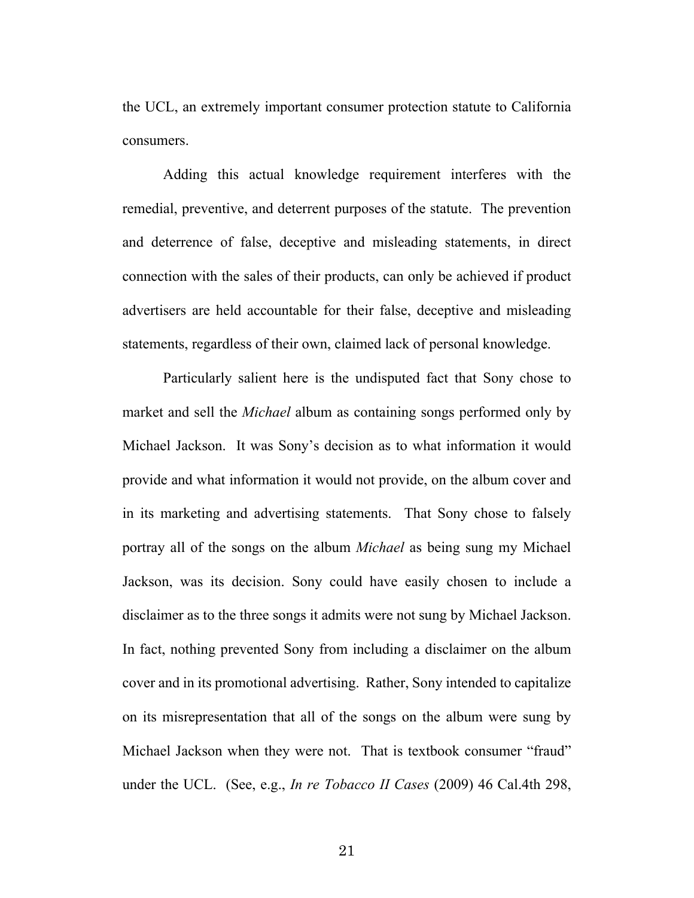the UCL, an extremely important consumer protection statute to California consumers.

Adding this actual knowledge requirement interferes with the remedial, preventive, and deterrent purposes of the statute. The prevention and deterrence of false, deceptive and misleading statements, in direct connection with the sales of their products, can only be achieved if product advertisers are held accountable for their false, deceptive and misleading statements, regardless of their own, claimed lack of personal knowledge.

Particularly salient here is the undisputed fact that Sony chose to market and sell the *Michael* album as containing songs performed only by Michael Jackson. It was Sony's decision as to what information it would provide and what information it would not provide, on the album cover and in its marketing and advertising statements. That Sony chose to falsely portray all of the songs on the album *Michael* as being sung my Michael Jackson, was its decision. Sony could have easily chosen to include a disclaimer as to the three songs it admits were not sung by Michael Jackson. In fact, nothing prevented Sony from including a disclaimer on the album cover and in its promotional advertising. Rather, Sony intended to capitalize on its misrepresentation that all of the songs on the album were sung by Michael Jackson when they were not. That is textbook consumer "fraud" under the UCL. (See, e.g., *In re Tobacco II Cases* (2009) 46 Cal.4th 298,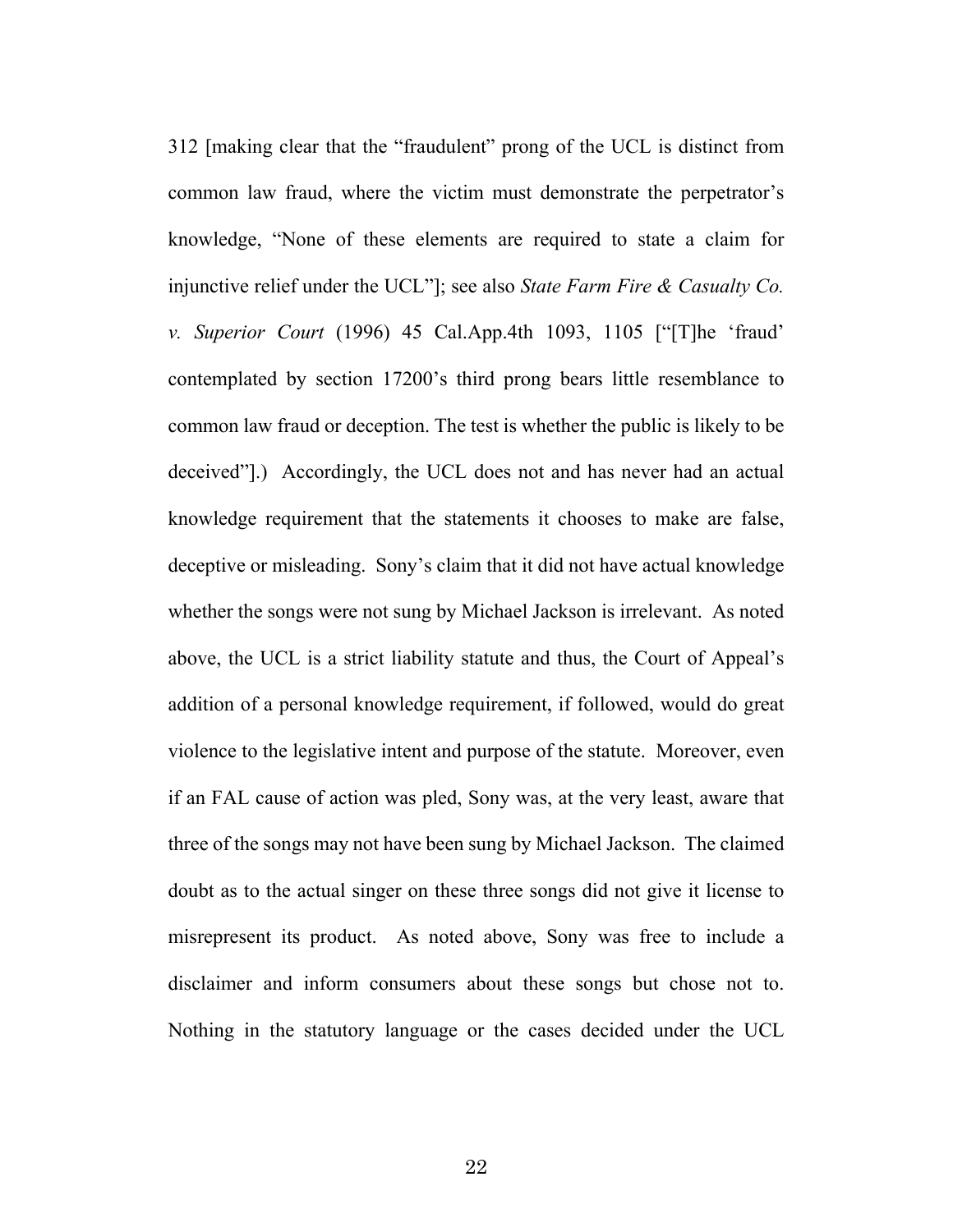312 [making clear that the "fraudulent" prong of the UCL is distinct from common law fraud, where the victim must demonstrate the perpetrator's knowledge, "None of these elements are required to state a claim for injunctive relief under the UCL"]; see also *State Farm Fire & Casualty Co. v. Superior Court* (1996) 45 Cal.App.4th 1093, 1105 ["[T]he 'fraud' contemplated by section 17200's third prong bears little resemblance to common law fraud or deception. The test is whether the public is likely to be deceived"].) Accordingly, the UCL does not and has never had an actual knowledge requirement that the statements it chooses to make are false, deceptive or misleading. Sony's claim that it did not have actual knowledge whether the songs were not sung by Michael Jackson is irrelevant. As noted above, the UCL is a strict liability statute and thus, the Court of Appeal's addition of a personal knowledge requirement, if followed, would do great violence to the legislative intent and purpose of the statute. Moreover, even if an FAL cause of action was pled, Sony was, at the very least, aware that three of the songs may not have been sung by Michael Jackson. The claimed doubt as to the actual singer on these three songs did not give it license to misrepresent its product. As noted above, Sony was free to include a disclaimer and inform consumers about these songs but chose not to. Nothing in the statutory language or the cases decided under the UCL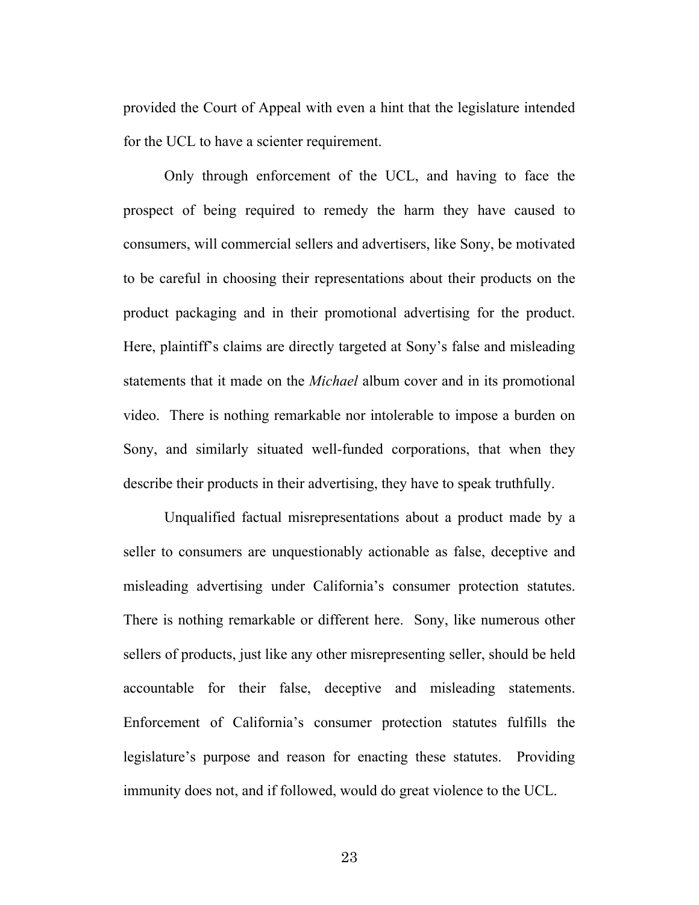provided the Court of Appeal with even a hint that the legislature intended for the UCL to have a scienter requirement.

Only through enforcement of the UCL, and having to face the prospect of being required to remedy the harm they have caused to consumers, will commercial sellers and advertisers, like Sony, be motivated to be careful in choosing their representations about their products on the product packaging and in their promotional advertising for the product. Here, plaintiff's claims are directly targeted at Sony's false and misleading statements that it made on the *Michael* album cover and in its promotional video. There is nothing remarkable nor intolerable to impose a burden on Sony, and similarly situated well-funded corporations, that when they describe their products in their advertising, they have to speak truthfully.

Unqualified factual misrepresentations about a product made by a seller to consumers are unquestionably actionable as false, deceptive and misleading advertising under California's consumer protection statutes. There is nothing remarkable or different here. Sony, like numerous other sellers of products, just like any other misrepresenting seller, should be held accountable for their false, deceptive and misleading statements. Enforcement of California's consumer protection statutes fulfills the legislature's purpose and reason for enacting these statutes. Providing immunity does not, and if followed, would do great violence to the UCL.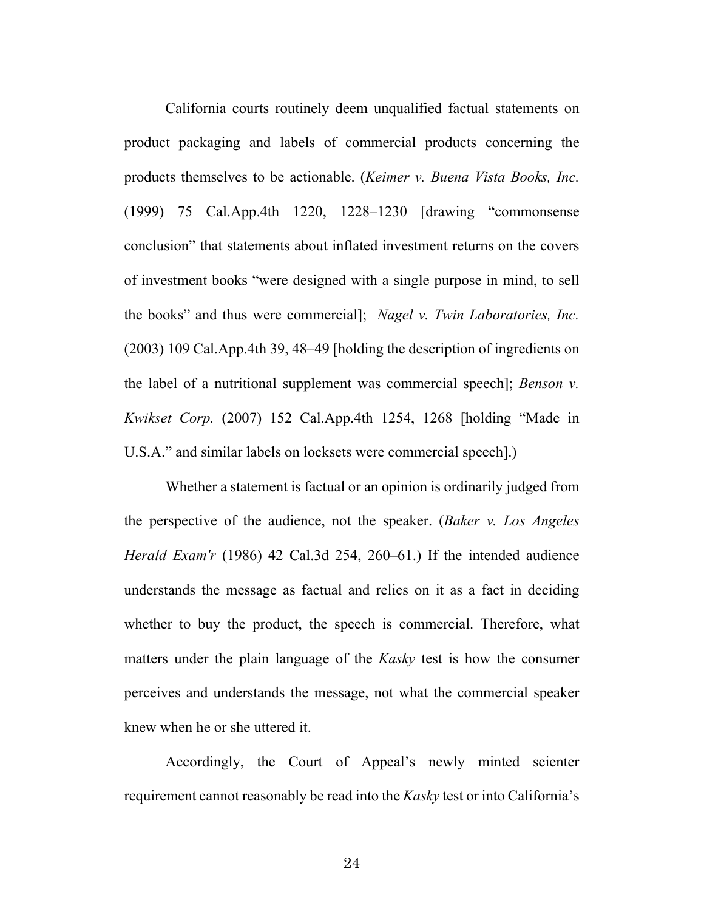California courts routinely deem unqualified factual statements on product packaging and labels of commercial products concerning the products themselves to be actionable. (*Keimer v. Buena Vista Books, Inc.* (1999) 75 Cal.App.4th 1220, 1228–1230 [drawing "commonsense conclusion" that statements about inflated investment returns on the covers of investment books "were designed with a single purpose in mind, to sell the books" and thus were commercial]; *Nagel v. Twin Laboratories, Inc.* (2003) 109 Cal.App.4th 39, 48–49 [holding the description of ingredients on the label of a nutritional supplement was commercial speech]; *Benson v. Kwikset Corp.* (2007) 152 Cal.App.4th 1254, 1268 [holding "Made in U.S.A." and similar labels on locksets were commercial speech].)

Whether a statement is factual or an opinion is ordinarily judged from the perspective of the audience, not the speaker. (*Baker v. Los Angeles Herald Exam'r* (1986) 42 Cal.3d 254, 260–61.) If the intended audience understands the message as factual and relies on it as a fact in deciding whether to buy the product, the speech is commercial. Therefore, what matters under the plain language of the *Kasky* test is how the consumer perceives and understands the message, not what the commercial speaker knew when he or she uttered it.

Accordingly, the Court of Appeal's newly minted scienter requirement cannot reasonably be read into the *Kasky* test or into California's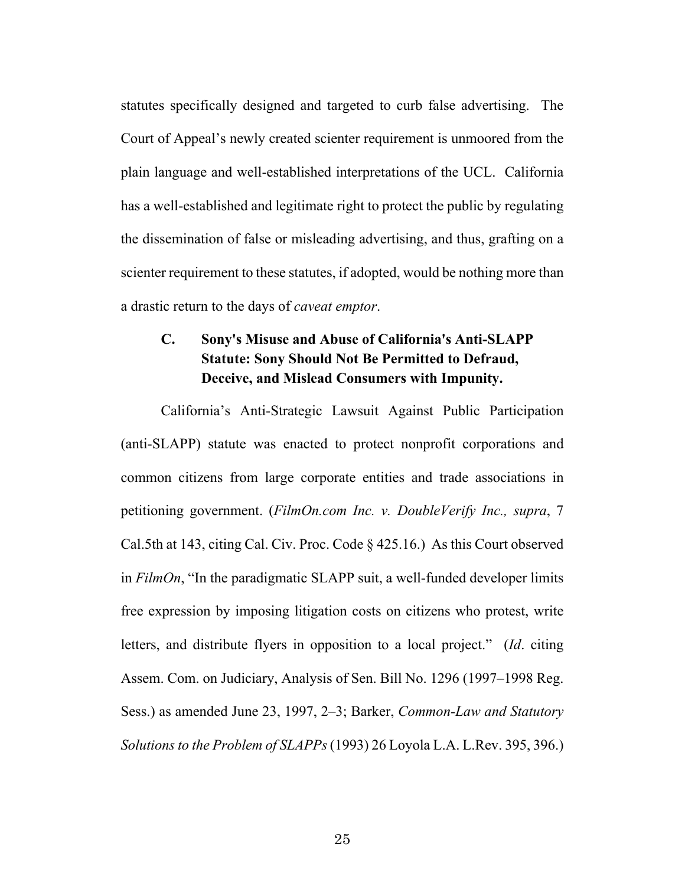statutes specifically designed and targeted to curb false advertising. The Court of Appeal's newly created scienter requirement is unmoored from the plain language and well-established interpretations of the UCL. California has a well-established and legitimate right to protect the public by regulating the dissemination of false or misleading advertising, and thus, grafting on a scienter requirement to these statutes, if adopted, would be nothing more than a drastic return to the days of *caveat emptor*.

### C. Sony's Misuse and Abuse of California's Anti-SLAPP Statute: Sony Should Not Be Permitted to Defraud, Deceive, and Mislead Consumers with Impunity.

California's Anti-Strategic Lawsuit Against Public Participation (anti-SLAPP) statute was enacted to protect nonprofit corporations and common citizens from large corporate entities and trade associations in petitioning government. (*FilmOn.com Inc. v. DoubleVerify Inc., supra*, 7 Cal.5th at 143, citing Cal. Civ. Proc. Code § 425.16.) As this Court observed in *FilmOn*, "In the paradigmatic SLAPP suit, a well-funded developer limits free expression by imposing litigation costs on citizens who protest, write letters, and distribute flyers in opposition to a local project." (*Id*. citing Assem. Com. on Judiciary, Analysis of Sen. Bill No. 1296 (1997–1998 Reg. Sess.) as amended June 23, 1997, 2–3; Barker, *Common-Law and Statutory Solutions to the Problem of SLAPPs* (1993) 26 Loyola L.A. L.Rev. 395, 396.)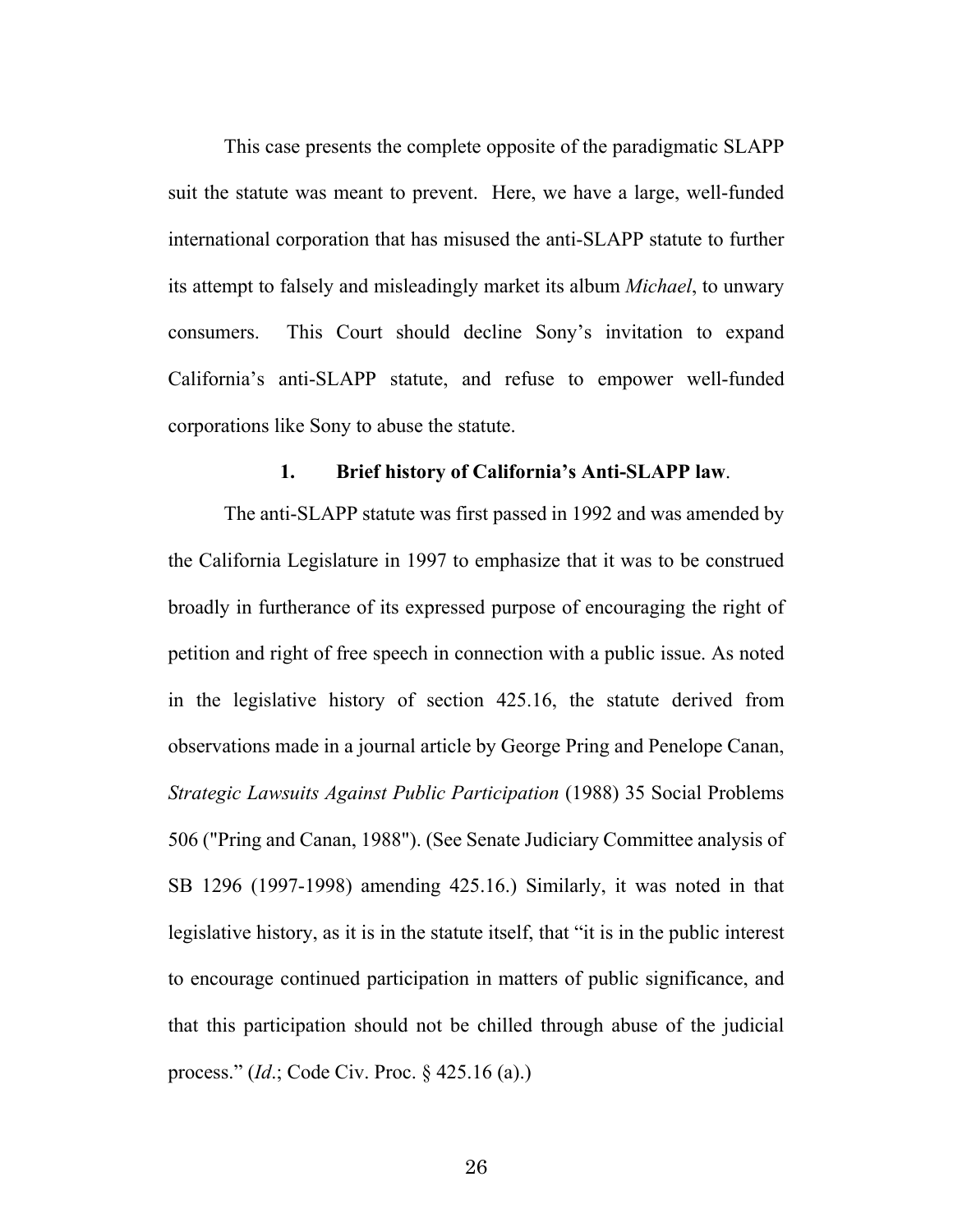This case presents the complete opposite of the paradigmatic SLAPP suit the statute was meant to prevent. Here, we have a large, well-funded international corporation that has misused the anti-SLAPP statute to further its attempt to falsely and misleadingly market its album *Michael*, to unwary consumers. This Court should decline Sony's invitation to expand California's anti-SLAPP statute, and refuse to empower well-funded corporations like Sony to abuse the statute.

### 1. Brief history of California's Anti-SLAPP law.

The anti-SLAPP statute was first passed in 1992 and was amended by the California Legislature in 1997 to emphasize that it was to be construed broadly in furtherance of its expressed purpose of encouraging the right of petition and right of free speech in connection with a public issue. As noted in the legislative history of section 425.16, the statute derived from observations made in a journal article by George Pring and Penelope Canan, *Strategic Lawsuits Against Public Participation* (1988) 35 Social Problems 506 ("Pring and Canan, 1988"). (See Senate Judiciary Committee analysis of SB 1296 (1997-1998) amending 425.16.) Similarly, it was noted in that legislative history, as it is in the statute itself, that "it is in the public interest to encourage continued participation in matters of public significance, and that this participation should not be chilled through abuse of the judicial process." (*Id*.; Code Civ. Proc. § 425.16 (a).)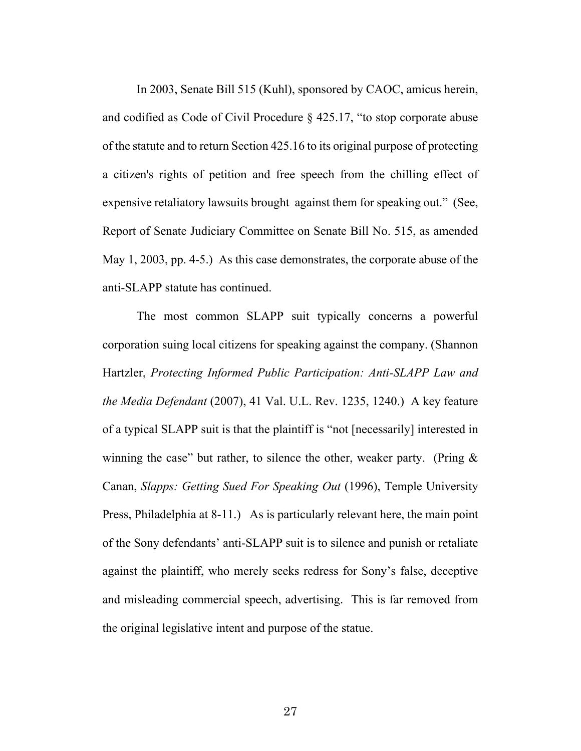In 2003, Senate Bill 515 (Kuhl), sponsored by CAOC, amicus herein, and codified as Code of Civil Procedure § 425.17, "to stop corporate abuse of the statute and to return Section 425.16 to its original purpose of protecting a citizen's rights of petition and free speech from the chilling effect of expensive retaliatory lawsuits brought against them for speaking out." (See, Report of Senate Judiciary Committee on Senate Bill No. 515, as amended May 1, 2003, pp. 4-5.) As this case demonstrates, the corporate abuse of the anti-SLAPP statute has continued.

The most common SLAPP suit typically concerns a powerful corporation suing local citizens for speaking against the company. (Shannon Hartzler, *Protecting Informed Public Participation: Anti-SLAPP Law and the Media Defendant* (2007), 41 Val. U.L. Rev. 1235, 1240.) A key feature of a typical SLAPP suit is that the plaintiff is "not [necessarily] interested in winning the case" but rather, to silence the other, weaker party. (Pring & Canan, *Slapps: Getting Sued For Speaking Out* (1996), Temple University Press, Philadelphia at 8-11.) As is particularly relevant here, the main point of the Sony defendants' anti-SLAPP suit is to silence and punish or retaliate against the plaintiff, who merely seeks redress for Sony's false, deceptive and misleading commercial speech, advertising. This is far removed from the original legislative intent and purpose of the statue.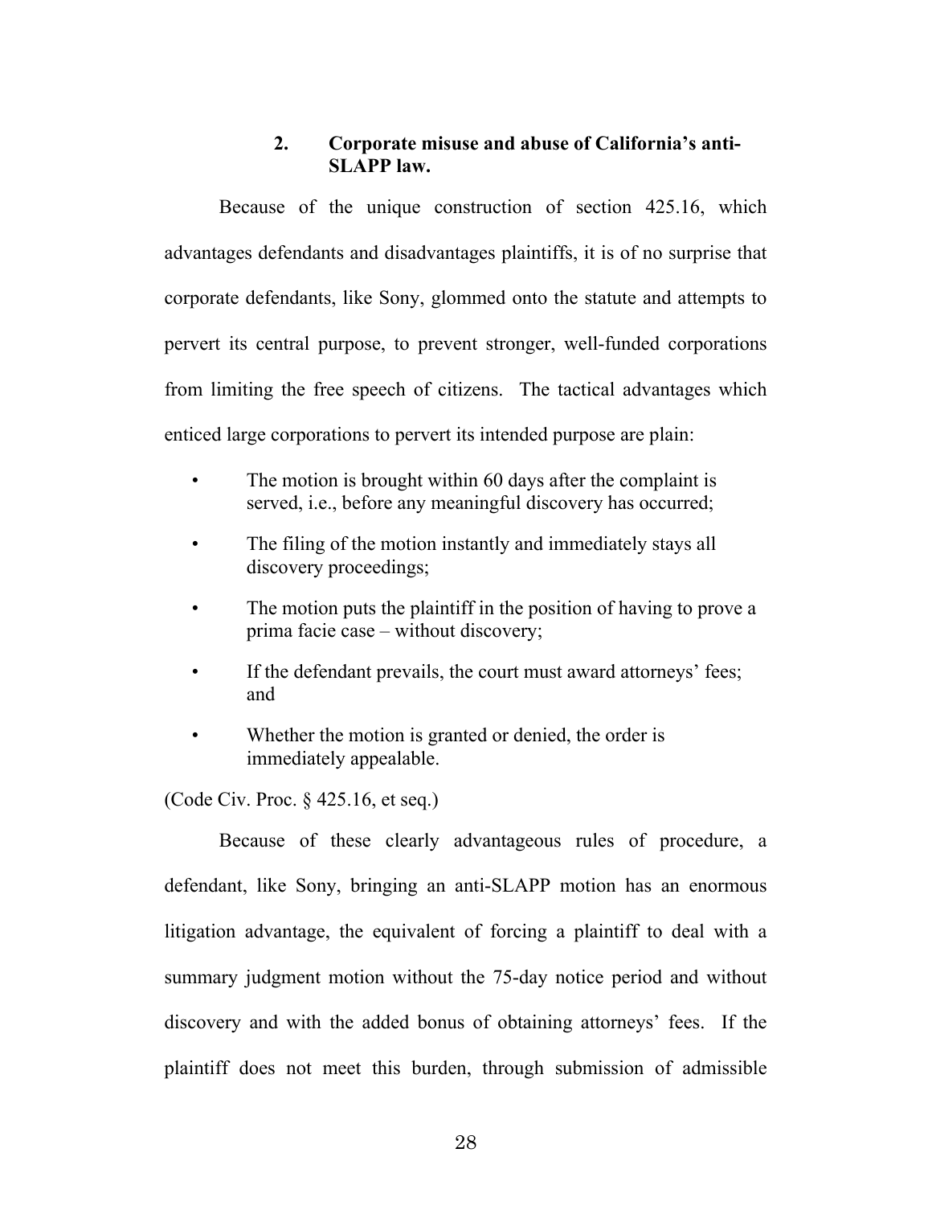### 2. Corporate misuse and abuse of California's anti-SLAPP law.

Because of the unique construction of section 425.16, which advantages defendants and disadvantages plaintiffs, it is of no surprise that corporate defendants, like Sony, glommed onto the statute and attempts to pervert its central purpose, to prevent stronger, well-funded corporations from limiting the free speech of citizens. The tactical advantages which enticed large corporations to pervert its intended purpose are plain:

- The motion is brought within 60 days after the complaint is served, i.e., before any meaningful discovery has occurred;
- The filing of the motion instantly and immediately stays all discovery proceedings;
- The motion puts the plaintiff in the position of having to prove a prima facie case – without discovery;
- If the defendant prevails, the court must award attorneys' fees; and
- Whether the motion is granted or denied, the order is immediately appealable.

(Code Civ. Proc. § 425.16, et seq.)

Because of these clearly advantageous rules of procedure, a defendant, like Sony, bringing an anti-SLAPP motion has an enormous litigation advantage, the equivalent of forcing a plaintiff to deal with a summary judgment motion without the 75-day notice period and without discovery and with the added bonus of obtaining attorneys' fees. If the plaintiff does not meet this burden, through submission of admissible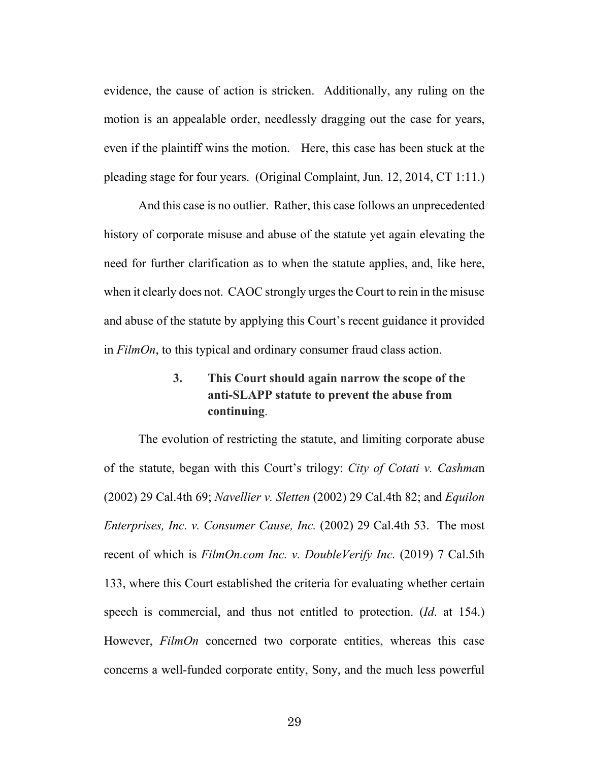evidence, the cause of action is stricken. Additionally, any ruling on the motion is an appealable order, needlessly dragging out the case for years, even if the plaintiff wins the motion. Here, this case has been stuck at the pleading stage for four years. (Original Complaint, Jun. 12, 2014, CT 1:11.)

And this case is no outlier. Rather, this case follows an unprecedented history of corporate misuse and abuse of the statute yet again elevating the need for further clarification as to when the statute applies, and, like here, when it clearly does not. CAOC strongly urges the Court to rein in the misuse and abuse of the statute by applying this Court's recent guidance it provided in *FilmOn*, to this typical and ordinary consumer fraud class action.

### 3. This Court should again narrow the scope of the anti-SLAPP statute to prevent the abuse from continuing.

The evolution of restricting the statute, and limiting corporate abuse of the statute, began with this Court's trilogy: *City of Cotati v. Cashman* (2002) 29 Cal.4th 69; *Navellier v. Sletten* (2002) 29 Cal.4th 82; and *Equilon Enterprises, Inc. v. Consumer Cause, Inc.* (2002) 29 Cal.4th 53. The most recent of which is *FilmOn.com Inc. v. DoubleVerify Inc.* (2019) 7 Cal.5th 133, where this Court established the criteria for evaluating whether certain speech is commercial, and thus not entitled to protection. (*Id*. at 154.) However, *FilmOn* concerned two corporate entities, whereas this case concerns a well-funded corporate entity, Sony, and the much less powerful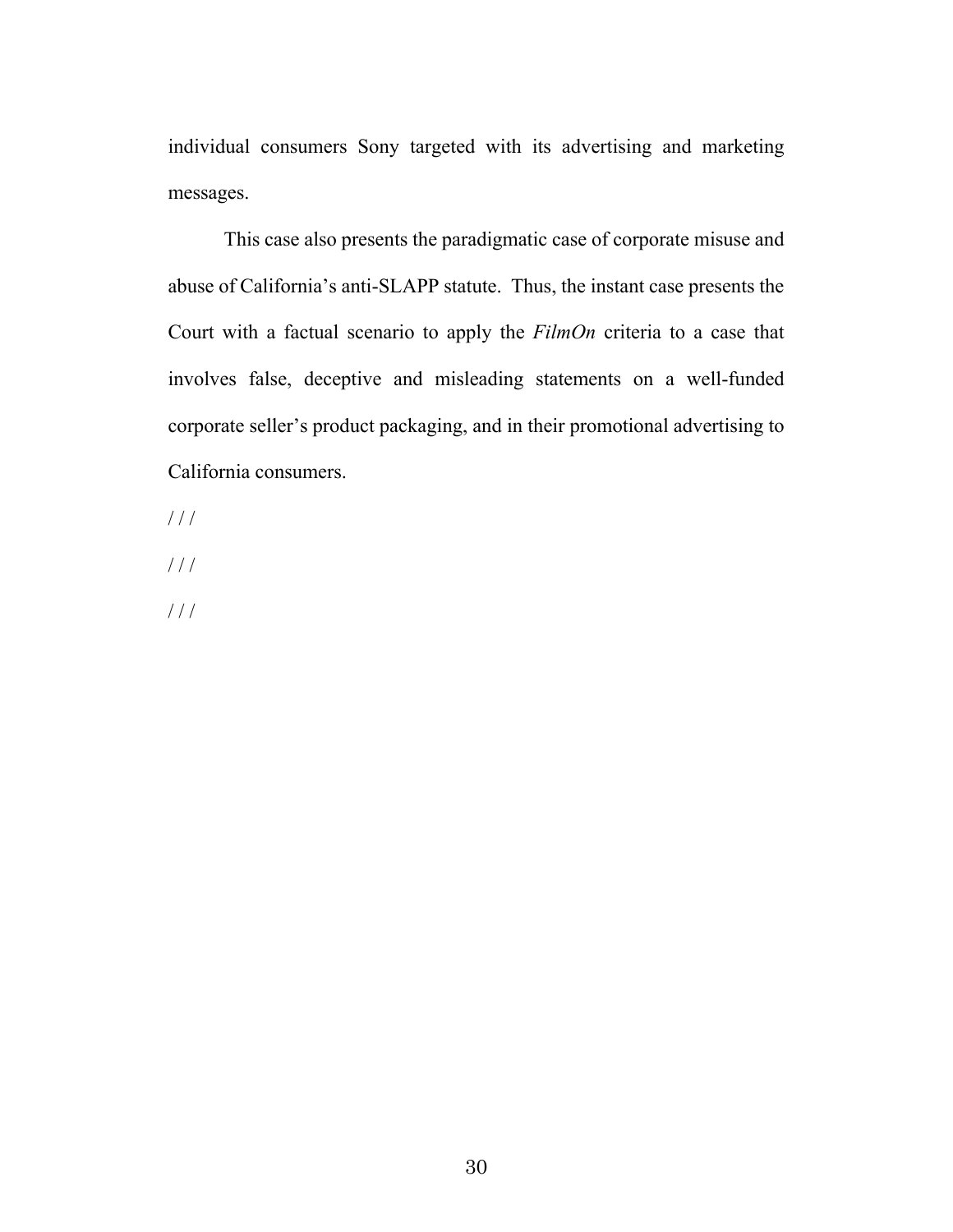individual consumers Sony targeted with its advertising and marketing messages.

This case also presents the paradigmatic case of corporate misuse and abuse of California's anti-SLAPP statute. Thus, the instant case presents the Court with a factual scenario to apply the *FilmOn* criteria to a case that involves false, deceptive and misleading statements on a well-funded corporate seller's product packaging, and in their promotional advertising to California consumers.

/ / /

/ / /

/ / /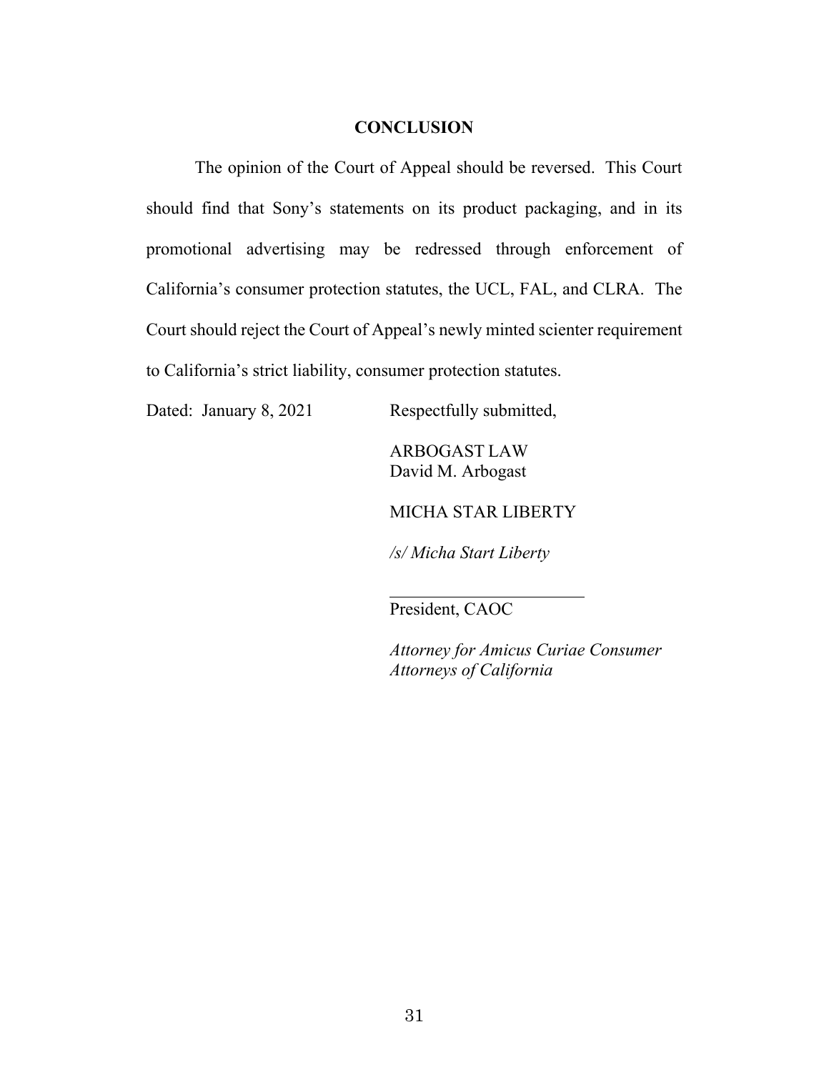## CONCLUSION

The opinion of the Court of Appeal should be reversed. This Court should find that Sony's statements on its product packaging, and in its promotional advertising may be redressed through enforcement of California's consumer protection statutes, the UCL, FAL, and CLRA. The Court should reject the Court of Appeal's newly minted scienter requirement to California's strict liability, consumer protection statutes.

Dated: January 8, 2021

Respectfully submitted,

ARBOGAST LAW
David M. Arbogast

MICHA STAR LIBERTY

*/s/ Micha Start Liberty*

______________________
President, CAOC

*Attorney for Amicus Curiae Consumer Attorneys of California*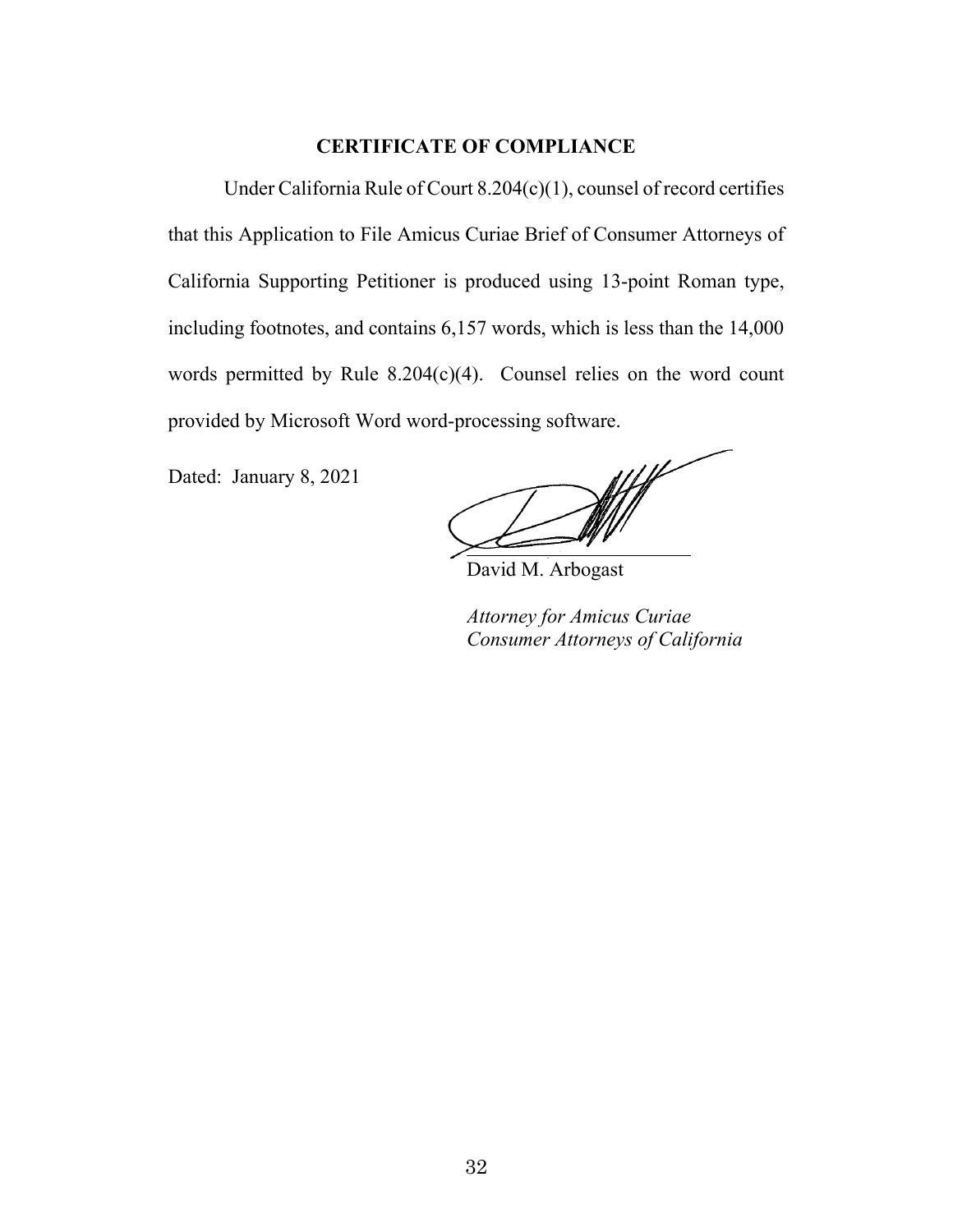## CERTIFICATE OF COMPLIANCE

Under California Rule of Court 8.204(c)(1), counsel of record certifies that this Application to File Amicus Curiae Brief of Consumer Attorneys of California Supporting Petitioner is produced using 13-point Roman type, including footnotes, and contains 6,157 words, which is less than the 14,000 words permitted by Rule 8.204(c)(4). Counsel relies on the word count provided by Microsoft Word word-processing software.

Dated: January 8, 2021

David M. Arbogast

*Attorney for Amicus Curiae*
*Consumer Attorneys of California*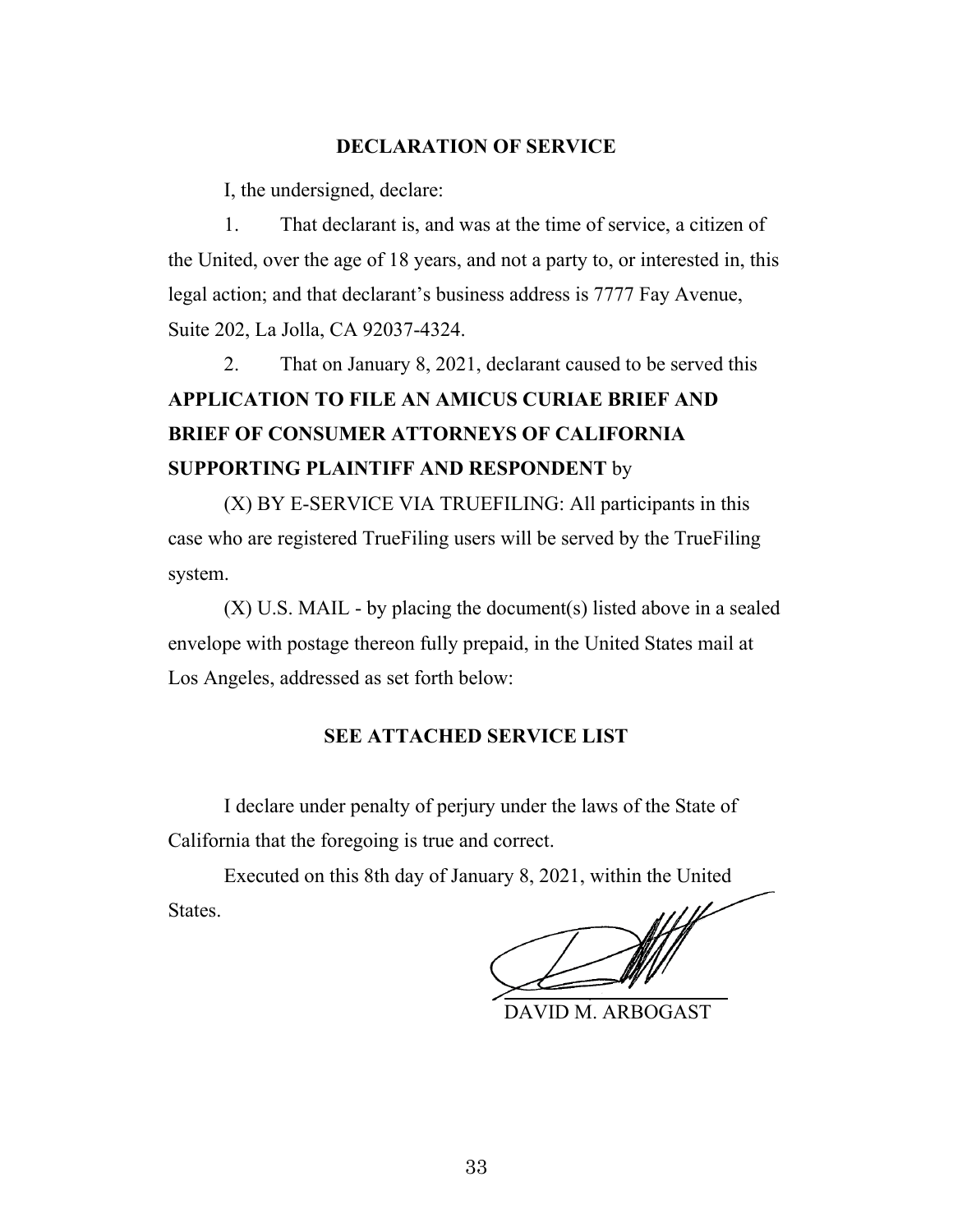## DECLARATION OF SERVICE

I, the undersigned, declare:

1. That declarant is, and was at the time of service, a citizen of the United, over the age of 18 years, and not a party to, or interested in, this legal action; and that declarant's business address is 7777 Fay Avenue, Suite 202, La Jolla, CA 92037-4324.

2. That on January 8, 2021, declarant caused to be served this **APPLICATION TO FILE AN AMICUS CURIAE BRIEF AND BRIEF OF CONSUMER ATTORNEYS OF CALIFORNIA SUPPORTING PLAINTIFF AND RESPONDENT** by

(X) BY E-SERVICE VIA TRUEFILING: All participants in this case who are registered TrueFiling users will be served by the TrueFiling system.

(X) U.S. MAIL - by placing the document(s) listed above in a sealed envelope with postage thereon fully prepaid, in the United States mail at Los Angeles, addressed as set forth below:

**SEE ATTACHED SERVICE LIST**

I declare under penalty of perjury under the laws of the State of California that the foregoing is true and correct.

Executed on this 8th day of January 8, 2021, within the United States.

DAVID M. ARBOGAST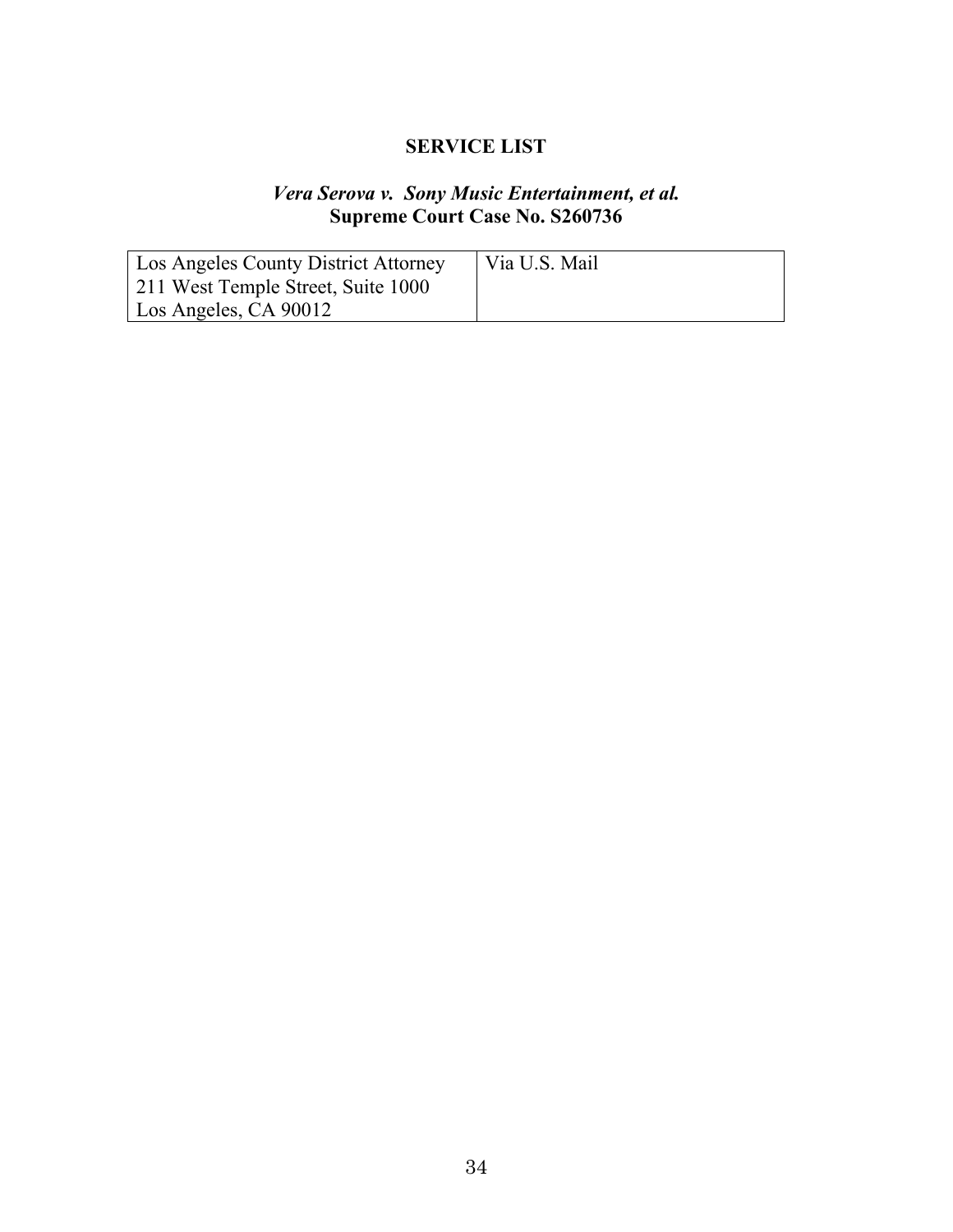**SERVICE LIST**

***Vera Serova v. Sony Music Entertainment, et al.***
**Supreme Court Case No. S260736**

| | |
|---|---|
| Los Angeles County District Attorney<br>211 West Temple Street, Suite 1000<br>Los Angeles, CA 90012 | Via U.S. Mail |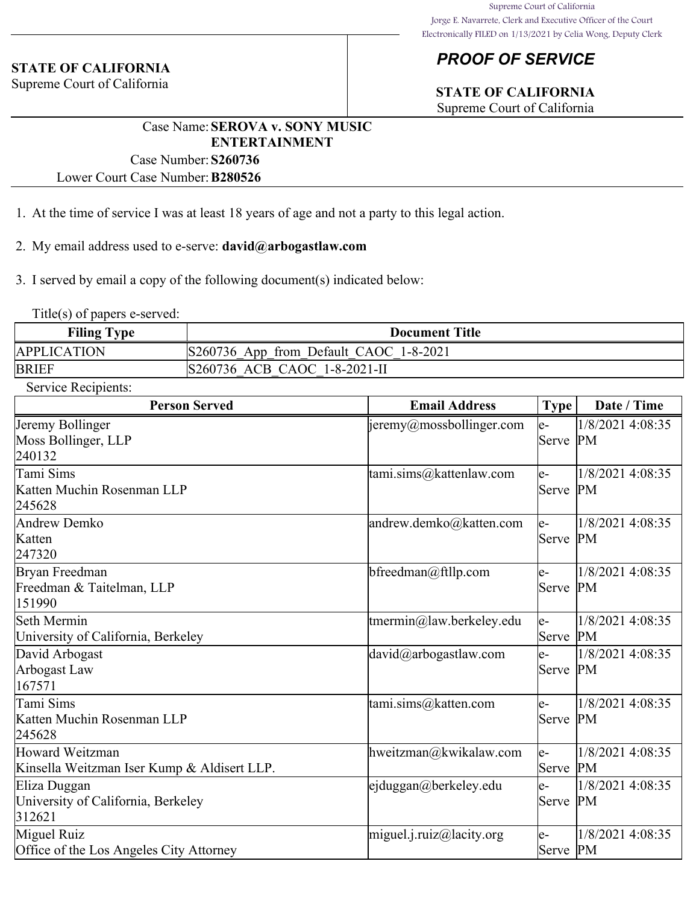Supreme Court of California
Jorge E. Navarrete, Clerk and Executive Officer of the Court
Electronically FILED on 1/13/2021 by Celia Wong, Deputy Clerk

**STATE OF CALIFORNIA**
Supreme Court of California

## *PROOF OF SERVICE*

**STATE OF CALIFORNIA**
Supreme Court of California

Case Name: **SEROVA v. SONY MUSIC ENTERTAINMENT**
Case Number: **S260736**
Lower Court Case Number: **B280526**

1. At the time of service I was at least 18 years of age and not a party to this legal action.

2. My email address used to e-serve: **david@arbogastlaw.com**

3. I served by email a copy of the following document(s) indicated below:

Title(s) of papers e-served:

| Filing Type | Document Title |
|---|---|
| APPLICATION | S260736_App_from_Default_CAOC_1-8-2021 |
| BRIEF | S260736_ACB_CAOC_1-8-2021-II |

Service Recipients:

| Person Served | Email Address | Type | Date / Time |
|---|---|---|---|
| Jeremy Bollinger<br>Moss Bollinger, LLP<br>240132 | jeremy@mossbollinger.com | e-Serve | 1/8/2021 4:08:35 PM |
| Tami Sims<br>Katten Muchin Rosenman LLP<br>245628 | tami.sims@kattenlaw.com | e-Serve | 1/8/2021 4:08:35 PM |
| Andrew Demko<br>Katten<br>247320 | andrew.demko@katten.com | e-Serve | 1/8/2021 4:08:35 PM |
| Bryan Freedman<br>Freedman & Taitelman, LLP<br>151990 | bfreedman@ftllp.com | e-Serve | 1/8/2021 4:08:35 PM |
| Seth Mermin<br>University of California, Berkeley | tmermin@law.berkeley.edu | e-Serve | 1/8/2021 4:08:35 PM |
| David Arbogast<br>Arbogast Law<br>167571 | david@arbogastlaw.com | e-Serve | 1/8/2021 4:08:35 PM |
| Tami Sims<br>Katten Muchin Rosenman LLP<br>245628 | tami.sims@katten.com | e-Serve | 1/8/2021 4:08:35 PM |
| Howard Weitzman<br>Kinsella Weitzman Iser Kump & Aldisert LLP. | hweitzman@kwikalaw.com | e-Serve | 1/8/2021 4:08:35 PM |
| Eliza Duggan<br>University of California, Berkeley<br>312621 | ejduggan@berkeley.edu | e-Serve | 1/8/2021 4:08:35 PM |
| Miguel Ruiz<br>Office of the Los Angeles City Attorney | miguel.j.ruiz@lacity.org | e-Serve | 1/8/2021 4:08:35 PM |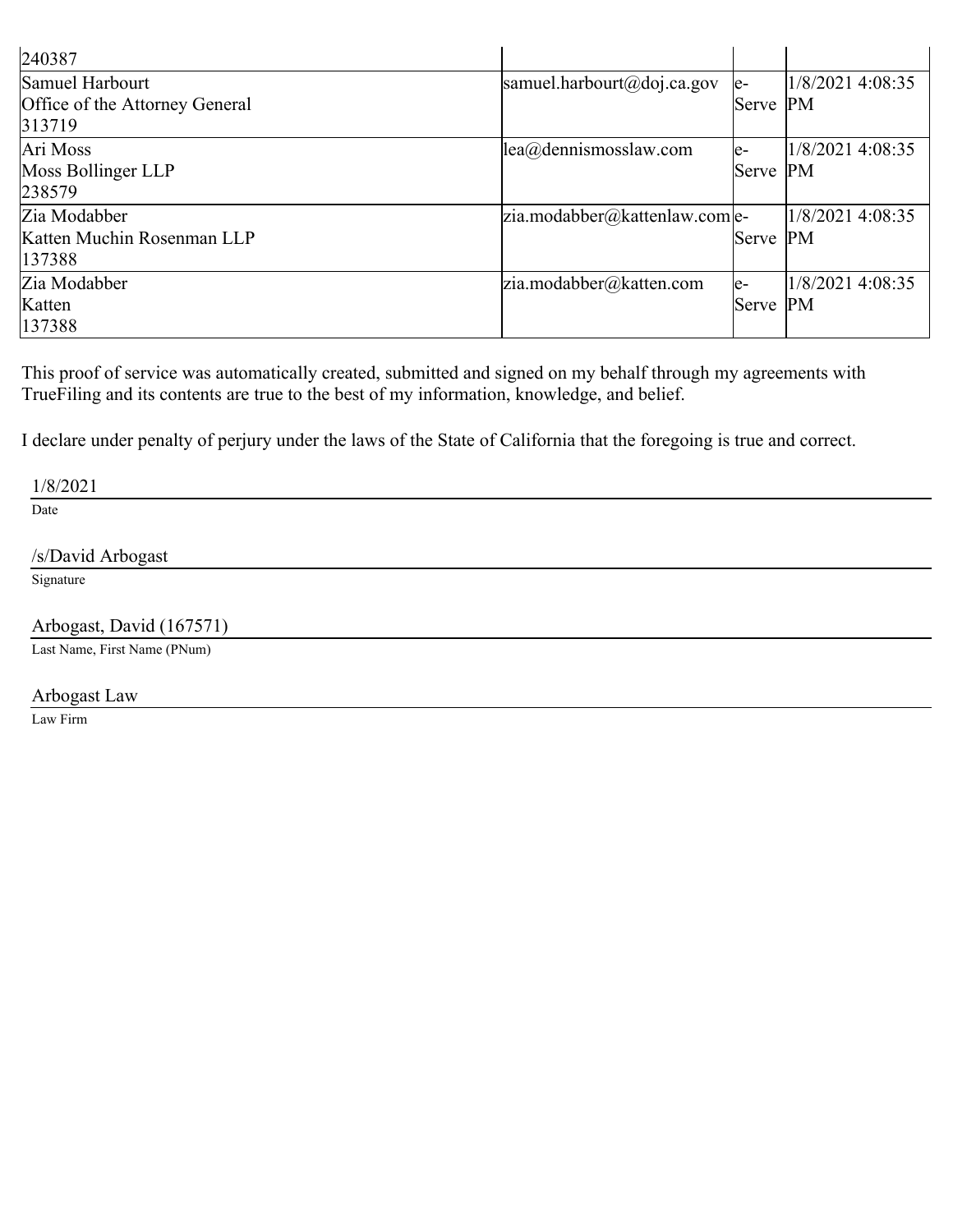| | | | |
|---|---|---|---|
| 240387 | | | |
| Samuel Harbourt<br>Office of the Attorney General<br>313719 | samuel.harbourt@doj.ca.gov | e-Serve | 1/8/2021 4:08:35 PM |
| Ari Moss<br>Moss Bollinger LLP<br>238579 | lea@dennismosslaw.com | e-Serve | 1/8/2021 4:08:35 PM |
| Zia Modabber<br>Katten Muchin Rosenman LLP<br>137388 | zia.modabber@kattenlaw.com | e-Serve | 1/8/2021 4:08:35 PM |
| Zia Modabber<br>Katten<br>137388 | zia.modabber@katten.com | e-Serve | 1/8/2021 4:08:35 PM |

This proof of service was automatically created, submitted and signed on my behalf through my agreements with TrueFiling and its contents are true to the best of my information, knowledge, and belief.

I declare under penalty of perjury under the laws of the State of California that the foregoing is true and correct.

1/8/2021
Date

/s/David Arbogast
Signature

Arbogast, David (167571)
Last Name, First Name (PNum)

Arbogast Law
Law Firm